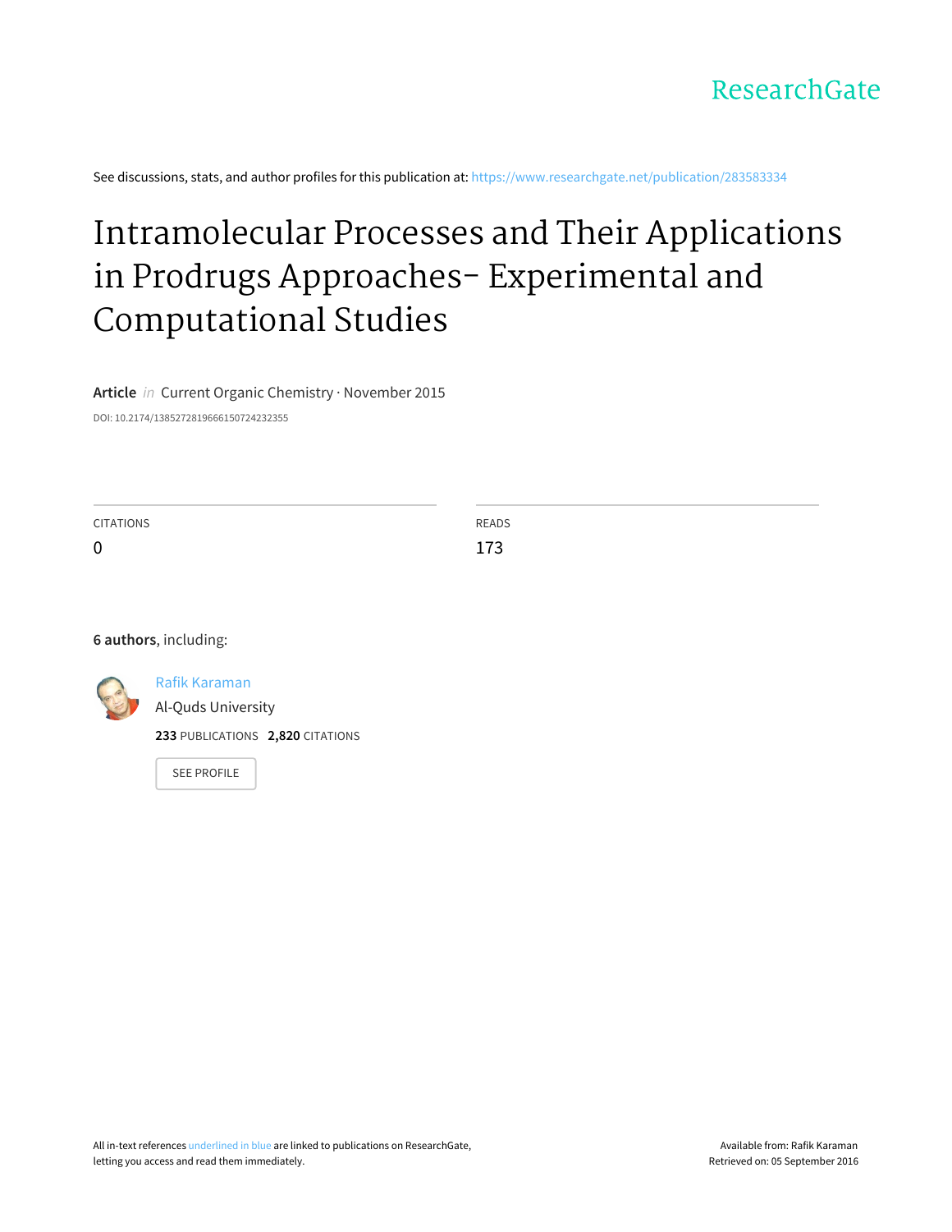ResearchGate

See discussions, stats, and author profiles for this publication at: https://www.researchgate.net/publication/283583334

# Intramolecular Processes and Their Applications in Prodrugs Approaches- Experimental and Computational Studies

**Article** *in* Current Organic Chemistry · November 2015

DOI: 10.2174/1385272819666150724232355

| CITATIONS | READS |
| --- | --- |
| 0 | 173 |

**6 authors**, including:

Rafik Karaman
Al-Quds University
**233** PUBLICATIONS **2,820** CITATIONS

SEE PROFILE

All in-text references underlined in blue are linked to publications on ResearchGate, letting you access and read them immediately.

Available from: Rafik Karaman
Retrieved on: 05 September 2016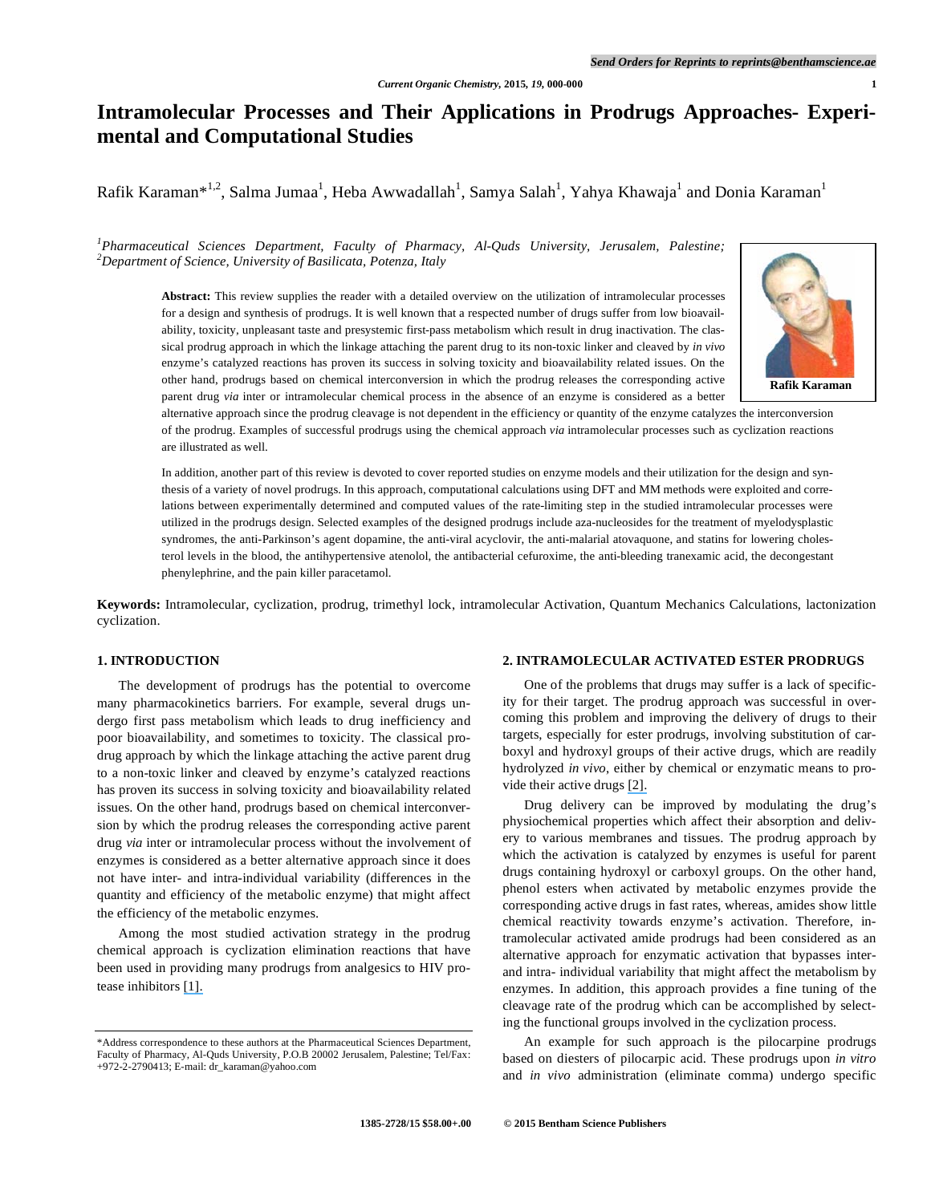# Intramolecular Processes and Their Applications in Prodrugs Approaches- Experimental and Computational Studies

Rafik Karaman*[1,2], Salma Jumaa[1], Heba Awwadallah[1], Samya Salah[1], Yahya Khawaja[1] and Donia Karaman[1]

[1]*Pharmaceutical Sciences Department, Faculty of Pharmacy, Al-Quds University, Jerusalem, Palestine;*
[2]*Department of Science, University of Basilicata, Potenza, Italy*

Rafik Karaman

**Abstract:** This review supplies the reader with a detailed overview on the utilization of intramolecular processes for a design and synthesis of prodrugs. It is well known that a respected number of drugs suffer from low bioavailability, toxicity, unpleasant taste and presystemic first-pass metabolism which result in drug inactivation. The classical prodrug approach in which the linkage attaching the parent drug to its non-toxic linker and cleaved by *in vivo* enzyme's catalyzed reactions has proven its success in solving toxicity and bioavailability related issues. On the other hand, prodrugs based on chemical interconversion in which the prodrug releases the corresponding active parent drug *via* inter or intramolecular chemical process in the absence of an enzyme is considered as a better alternative approach since the prodrug cleavage is not dependent in the efficiency or quantity of the enzyme catalyzes the interconversion of the prodrug. Examples of successful prodrugs using the chemical approach *via* intramolecular processes such as cyclization reactions are illustrated as well.

In addition, another part of this review is devoted to cover reported studies on enzyme models and their utilization for the design and synthesis of a variety of novel prodrugs. In this approach, computational calculations using DFT and MM methods were exploited and correlations between experimentally determined and computed values of the rate-limiting step in the studied intramolecular processes were utilized in the prodrugs design. Selected examples of the designed prodrugs include aza-nucleosides for the treatment of myelodysplastic syndromes, the anti-Parkinson's agent dopamine, the anti-viral acyclovir, the anti-malarial atovaquone, and statins for lowering cholesterol levels in the blood, the antihypertensive atenolol, the antibacterial cefuroxime, the anti-bleeding tranexamic acid, the decongestant phenylephrine, and the pain killer paracetamol.

**Keywords:** Intramolecular, cyclization, prodrug, trimethyl lock, intramolecular Activation, Quantum Mechanics Calculations, lactonization cyclization.

## 1. INTRODUCTION

The development of prodrugs has the potential to overcome many pharmacokinetics barriers. For example, several drugs undergo first pass metabolism which leads to drug inefficiency and poor bioavailability, and sometimes to toxicity. The classical prodrug approach by which the linkage attaching the active parent drug to a non-toxic linker and cleaved by enzyme's catalyzed reactions has proven its success in solving toxicity and bioavailability related issues. On the other hand, prodrugs based on chemical interconversion by which the prodrug releases the corresponding active parent drug *via* inter or intramolecular process without the involvement of enzymes is considered as a better alternative approach since it does not have inter- and intra-individual variability (differences in the quantity and efficiency of the metabolic enzyme) that might affect the efficiency of the metabolic enzymes.

Among the most studied activation strategy in the prodrug chemical approach is cyclization elimination reactions that have been used in providing many prodrugs from analgesics to HIV protease inhibitors [1].

## 2. INTRAMOLECULAR ACTIVATED ESTER PRODRUGS

One of the problems that drugs may suffer is a lack of specificity for their target. The prodrug approach was successful in overcoming this problem and improving the delivery of drugs to their targets, especially for ester prodrugs, involving substitution of carboxyl and hydroxyl groups of their active drugs, which are readily hydrolyzed *in vivo*, either by chemical or enzymatic means to provide their active drugs [2].

Drug delivery can be improved by modulating the drug's physiochemical properties which affect their absorption and delivery to various membranes and tissues. The prodrug approach by which the activation is catalyzed by enzymes is useful for parent drugs containing hydroxyl or carboxyl groups. On the other hand, phenol esters when activated by metabolic enzymes provide the corresponding active drugs in fast rates, whereas, amides show little chemical reactivity towards enzyme's activation. Therefore, intramolecular activated amide prodrugs had been considered as an alternative approach for enzymatic activation that bypasses inter- and intra- individual variability that might affect the metabolism by enzymes. In addition, this approach provides a fine tuning of the cleavage rate of the prodrug which can be accomplished by selecting the functional groups involved in the cyclization process.

An example for such approach is the pilocarpine prodrugs based on diesters of pilocarpic acid. These prodrugs upon *in vitro* and *in vivo* administration (eliminate comma) undergo specific

*Address correspondence to these authors at the Pharmaceutical Sciences Department, Faculty of Pharmacy, Al-Quds University, P.O.B 20002 Jerusalem, Palestine; Tel/Fax: +972-2-2790413; E-mail: dr_karaman@yahoo.com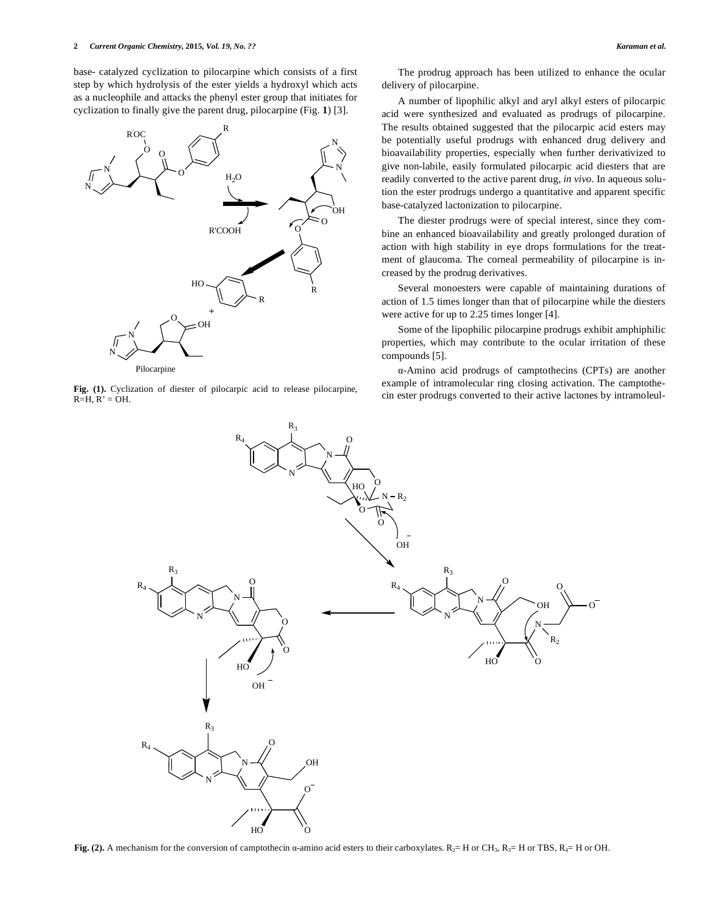base- catalyzed cyclization to pilocarpine which consists of a first step by which hydrolysis of the ester yields a hydroxyl which acts as a nucleophile and attacks the phenyl ester group that initiates for cyclization to finally give the parent drug, pilocarpine (Fig. **1**) [3].

**Fig. (1).** Cyclization of diester of pilocarpic acid to release pilocarpine, R=H, R' = OH.

The prodrug approach has been utilized to enhance the ocular delivery of pilocarpine.

A number of lipophilic alkyl and aryl alkyl esters of pilocarpic acid were synthesized and evaluated as prodrugs of pilocarpine. The results obtained suggested that the pilocarpic acid esters may be potentially useful prodrugs with enhanced drug delivery and bioavailability properties, especially when further derivativized to give non-labile, easily formulated pilocarpic acid diesters that are readily converted to the active parent drug, *in vivo*. In aqueous solution the ester prodrugs undergo a quantitative and apparent specific base-catalyzed lactonization to pilocarpine.

The diester prodrugs were of special interest, since they combine an enhanced bioavailability and greatly prolonged duration of action with high stability in eye drops formulations for the treatment of glaucoma. The corneal permeability of pilocarpine is increased by the prodrug derivatives.

Several monoesters were capable of maintaining durations of action of 1.5 times longer than that of pilocarpine while the diesters were active for up to 2.25 times longer [4].

Some of the lipophilic pilocarpine prodrugs exhibit amphiphilic properties, which may contribute to the ocular irritation of these compounds [5].

α-Amino acid prodrugs of camptothecins (CPTs) are another example of intramolecular ring closing activation. The camptothecin ester prodrugs converted to their active lactones by intramoleul-

**Fig. (2).** A mechanism for the conversion of camptothecin α-amino acid esters to their carboxylates. $R_2$= H or $CH_3$, $R_3$= H or TBS, $R_4$= H or OH.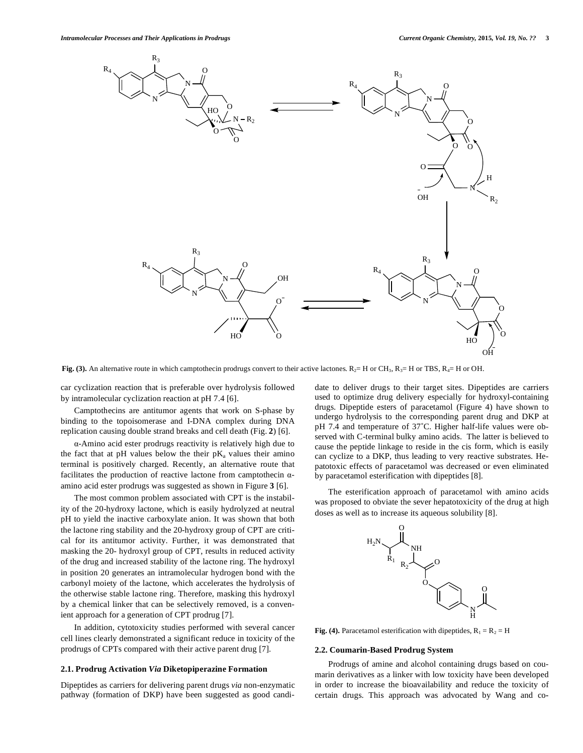Fig. (3). An alternative route in which camptothecin prodrugs convert to their active lactones. $R_2$= H or $CH_3$, $R_3$= H or TBS, $R_4$= H or OH.

car cyclization reaction that is preferable over hydrolysis followed by intramolecular cyclization reaction at pH 7.4 [6].

Camptothecins are antitumor agents that work on S-phase by binding to the topoisomerase and I-DNA complex during DNA replication causing double strand breaks and cell death (Fig. **2**) [6].

α-Amino acid ester prodrugs reactivity is relatively high due to the fact that at pH values below the their $pK_a$ values their amino terminal is positively charged. Recently, an alternative route that facilitates the production of reactive lactone from camptothecin α-amino acid ester prodrugs was suggested as shown in Figure **3** [6].

The most common problem associated with CPT is the instability of the 20-hydroxy lactone, which is easily hydrolyzed at neutral pH to yield the inactive carboxylate anion. It was shown that both the lactone ring stability and the 20-hydroxy group of CPT are critical for its antitumor activity. Further, it was demonstrated that masking the 20- hydroxyl group of CPT, results in reduced activity of the drug and increased stability of the lactone ring. The hydroxyl in position 20 generates an intramolecular hydrogen bond with the carbonyl moiety of the lactone, which accelerates the hydrolysis of the otherwise stable lactone ring. Therefore, masking this hydroxyl by a chemical linker that can be selectively removed, is a convenient approach for a generation of CPT prodrug [7].

In addition, cytotoxicity studies performed with several cancer cell lines clearly demonstrated a significant reduce in toxicity of the prodrugs of CPTs compared with their active parent drug [7].

### 2.1. Prodrug Activation *Via* Diketopiperazine Formation

Dipeptides as carriers for delivering parent drugs *via* non-enzymatic pathway (formation of DKP) have been suggested as good candidate to deliver drugs to their target sites. Dipeptides are carriers used to optimize drug delivery especially for hydroxyl-containing drugs. Dipeptide esters of paracetamol (Figure 4) have shown to undergo hydrolysis to the corresponding parent drug and DKP at pH 7.4 and temperature of 37˚C. Higher half-life values were observed with C-terminal bulky amino acids. The latter is believed to cause the peptide linkage to reside in the cis form, which is easily can cyclize to a DKP, thus leading to very reactive substrates. Hepatotoxic effects of paracetamol was decreased or even eliminated by paracetamol esterification with dipeptides [8].

The esterification approach of paracetamol with amino acids was proposed to obviate the sever hepatotoxicity of the drug at high doses as well as to increase its aqueous solubility [8].

Fig. (4). Paracetamol esterification with dipeptides, $R_1 = R_2 = H$

### 2.2. Coumarin-Based Prodrug System

Prodrugs of amine and alcohol containing drugs based on coumarin derivatives as a linker with low toxicity have been developed in order to increase the bioavailability and reduce the toxicity of certain drugs. This approach was advocated by Wang and co-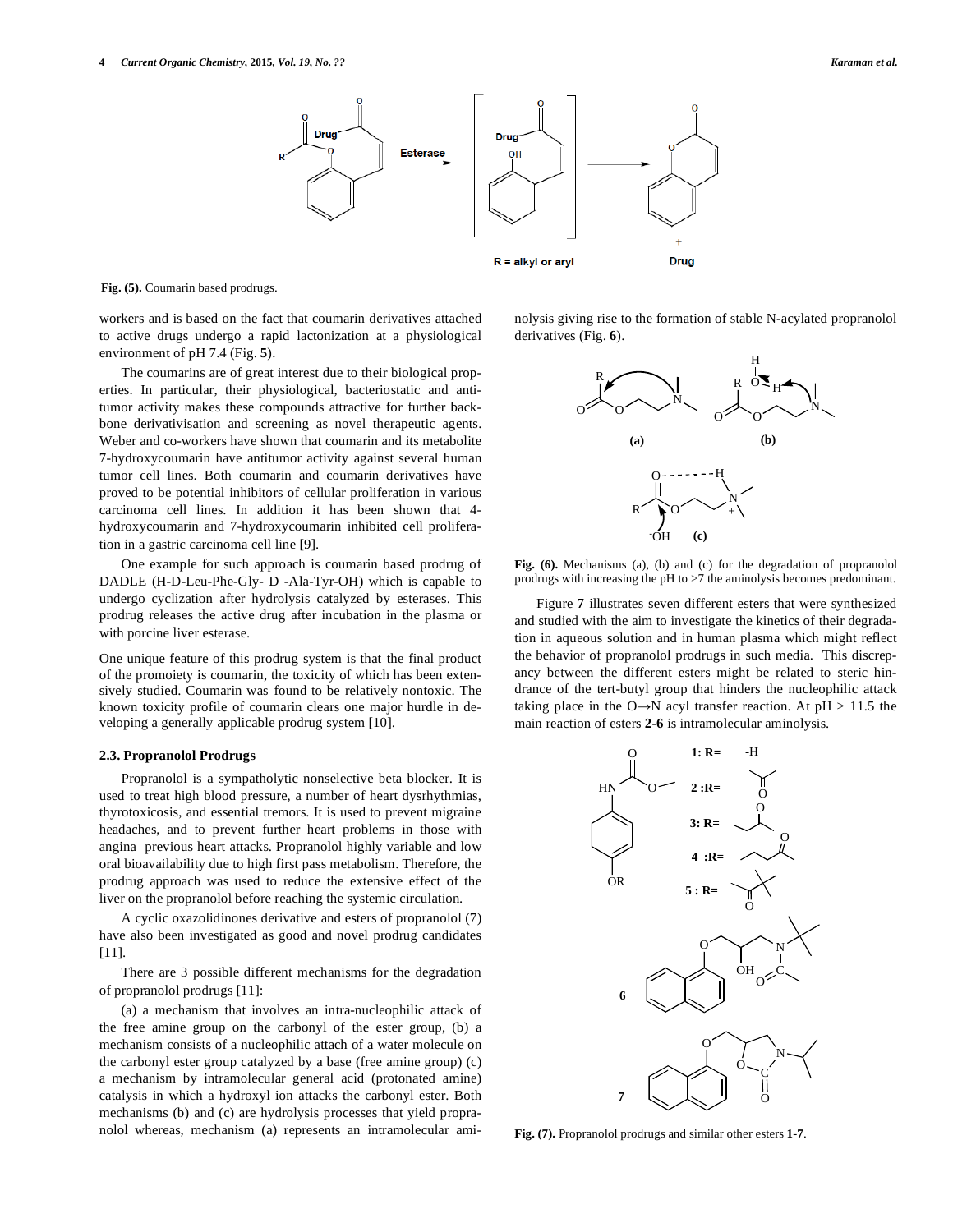**Fig. (5).** Coumarin based prodrugs.

workers and is based on the fact that coumarin derivatives attached to active drugs undergo a rapid lactonization at a physiological environment of pH 7.4 (Fig. **5**).

The coumarins are of great interest due to their biological properties. In particular, their physiological, bacteriostatic and anti-tumor activity makes these compounds attractive for further backbone derivativisation and screening as novel therapeutic agents. Weber and co-workers have shown that coumarin and its metabolite 7-hydroxycoumarin have antitumor activity against several human tumor cell lines. Both coumarin and coumarin derivatives have proved to be potential inhibitors of cellular proliferation in various carcinoma cell lines. In addition it has been shown that 4-hydroxycoumarin and 7-hydroxycoumarin inhibited cell proliferation in a gastric carcinoma cell line [9].

One example for such approach is coumarin based prodrug of DADLE (H-D-Leu-Phe-Gly- D -Ala-Tyr-OH) which is capable to undergo cyclization after hydrolysis catalyzed by esterases. This prodrug releases the active drug after incubation in the plasma or with porcine liver esterase.

One unique feature of this prodrug system is that the final product of the promoiety is coumarin, the toxicity of which has been extensively studied. Coumarin was found to be relatively nontoxic. The known toxicity profile of coumarin clears one major hurdle in developing a generally applicable prodrug system [10].

### 2.3. Propranolol Prodrugs

Propranolol is a sympatholytic nonselective beta blocker. It is used to treat high blood pressure, a number of heart dysrhythmias, thyrotoxicosis, and essential tremors. It is used to prevent migraine headaches, and to prevent further heart problems in those with angina previous heart attacks. Propranolol highly variable and low oral bioavailability due to high first pass metabolism. Therefore, the prodrug approach was used to reduce the extensive effect of the liver on the propranolol before reaching the systemic circulation.

A cyclic oxazolidinones derivative and esters of propranolol (7) have also been investigated as good and novel prodrug candidates [11].

There are 3 possible different mechanisms for the degradation of propranolol prodrugs [11]:

(a) a mechanism that involves an intra-nucleophilic attack of the free amine group on the carbonyl of the ester group, (b) a mechanism consists of a nucleophilic attach of a water molecule on the carbonyl ester group catalyzed by a base (free amine group) (c) a mechanism by intramolecular general acid (protonated amine) catalysis in which a hydroxyl ion attacks the carbonyl ester. Both mechanisms (b) and (c) are hydrolysis processes that yield propranolol whereas, mechanism (a) represents an intramolecular aminolysis giving rise to the formation of stable N-acylated propranolol derivatives (Fig. **6**).

**Fig. (6).** Mechanisms (a), (b) and (c) for the degradation of propranolol prodrugs with increasing the pH to >7 the aminolysis becomes predominant.

Figure **7** illustrates seven different esters that were synthesized and studied with the aim to investigate the kinetics of their degradation in aqueous solution and in human plasma which might reflect the behavior of propranolol prodrugs in such media. This discrepancy between the different esters might be related to steric hindrance of the tert-butyl group that hinders the nucleophilic attack taking place in the O→N acyl transfer reaction. At pH > 11.5 the main reaction of esters **2**-**6** is intramolecular aminolysis.

**Fig. (7).** Propranolol prodrugs and similar other esters **1**-**7**.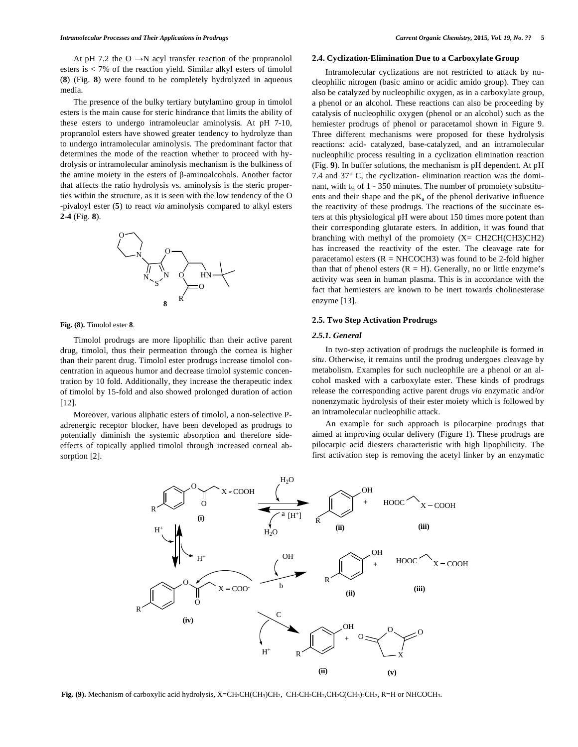At pH 7.2 the O →N acyl transfer reaction of the propranolol esters is < 7% of the reaction yield. Similar alkyl esters of timolol (**8**) (Fig. **8**) were found to be completely hydrolyzed in aqueous media.

The presence of the bulky tertiary butylamino group in timolol esters is the main cause for steric hindrance that limits the ability of these esters to undergo intramoleuclar aminolysis. At pH 7-10, propranolol esters have showed greater tendency to hydrolyze than to undergo intramolecular aminolysis. The predominant factor that determines the mode of the reaction whether to proceed with hydrolysis or intramolecular aminolysis mechanism is the bulkiness of the amine moiety in the esters of β-aminoalcohols. Another factor that affects the ratio hydrolysis vs. aminolysis is the steric properties within the structure, as it is seen with the low tendency of the O -pivaloyl ester (**5**) to react *via* aminolysis compared to alkyl esters **2-4** (Fig. **8**).

**Fig. (8).** Timolol ester **8**.

Timolol prodrugs are more lipophilic than their active parent drug, timolol, thus their permeation through the cornea is higher than their parent drug. Timolol ester prodrugs increase timolol concentration in aqueous humor and decrease timolol systemic concentration by 10 fold. Additionally, they increase the therapeutic index of timolol by 15-fold and also showed prolonged duration of action [12].

Moreover, various aliphatic esters of timolol, a non-selective P-adrenergic receptor blocker, have been developed as prodrugs to potentially diminish the systemic absorption and therefore side-effects of topically applied timolol through increased corneal absorption [2].

## 2.4. Cyclization-Elimination Due to a Carboxylate Group

Intramolecular cyclizations are not restricted to attack by nucleophilic nitrogen (basic amino or acidic amido group). They can also be catalyzed by nucleophilic oxygen, as in a carboxylate group, a phenol or an alcohol. These reactions can also be proceeding by catalysis of nucleophilic oxygen (phenol or an alcohol) such as the hemiester prodrugs of phenol or paracetamol shown in Figure 9. Three different mechanisms were proposed for these hydrolysis reactions: acid- catalyzed, base-catalyzed, and an intramolecular nucleophilic process resulting in a cyclization elimination reaction (Fig. **9**). In buffer solutions, the mechanism is pH dependent. At pH 7.4 and 37° C, the cyclization- elimination reaction was the dominant, with $t_{½}$ of 1 - 350 minutes. The number of promoiety substituents and their shape and the $pK_a$ of the phenol derivative influence the reactivity of these prodrugs. The reactions of the succinate esters at this physiological pH were about 150 times more potent than their corresponding glutarate esters. In addition, it was found that branching with methyl of the promoiety (X= CH2CH(CH3)CH2) has increased the reactivity of the ester. The cleavage rate for paracetamol esters (R = NHCOCH3) was found to be 2-fold higher than that of phenol esters (R = H). Generally, no or little enzyme's activity was seen in human plasma. This is in accordance with the fact that hemiesters are known to be inert towards cholinesterase enzyme [13].

## 2.5. Two Step Activation Prodrugs

### *2.5.1. General*

In two-step activation of prodrugs the nucleophile is formed *in situ*. Otherwise, it remains until the prodrug undergoes cleavage by metabolism. Examples for such nucleophile are a phenol or an alcohol masked with a carboxylate ester. These kinds of prodrugs release the corresponding active parent drugs *via* enzymatic and/or nonenzymatic hydrolysis of their ester moiety which is followed by an intramolecular nucleophilic attack.

An example for such approach is pilocarpine prodrugs that aimed at improving ocular delivery (Figure 1). These prodrugs are pilocarpic acid diesters characteristic with high lipophilicity. The first activation step is removing the acetyl linker by an enzymatic

**Fig. (9).** Mechanism of carboxylic acid hydrolysis, X=$CH_2CH(CH_3)CH_2$, $CH_2CH_2CH_2$,$CH_2C(CH_3)_2CH_2$, R=H or $NHCOCH_3$.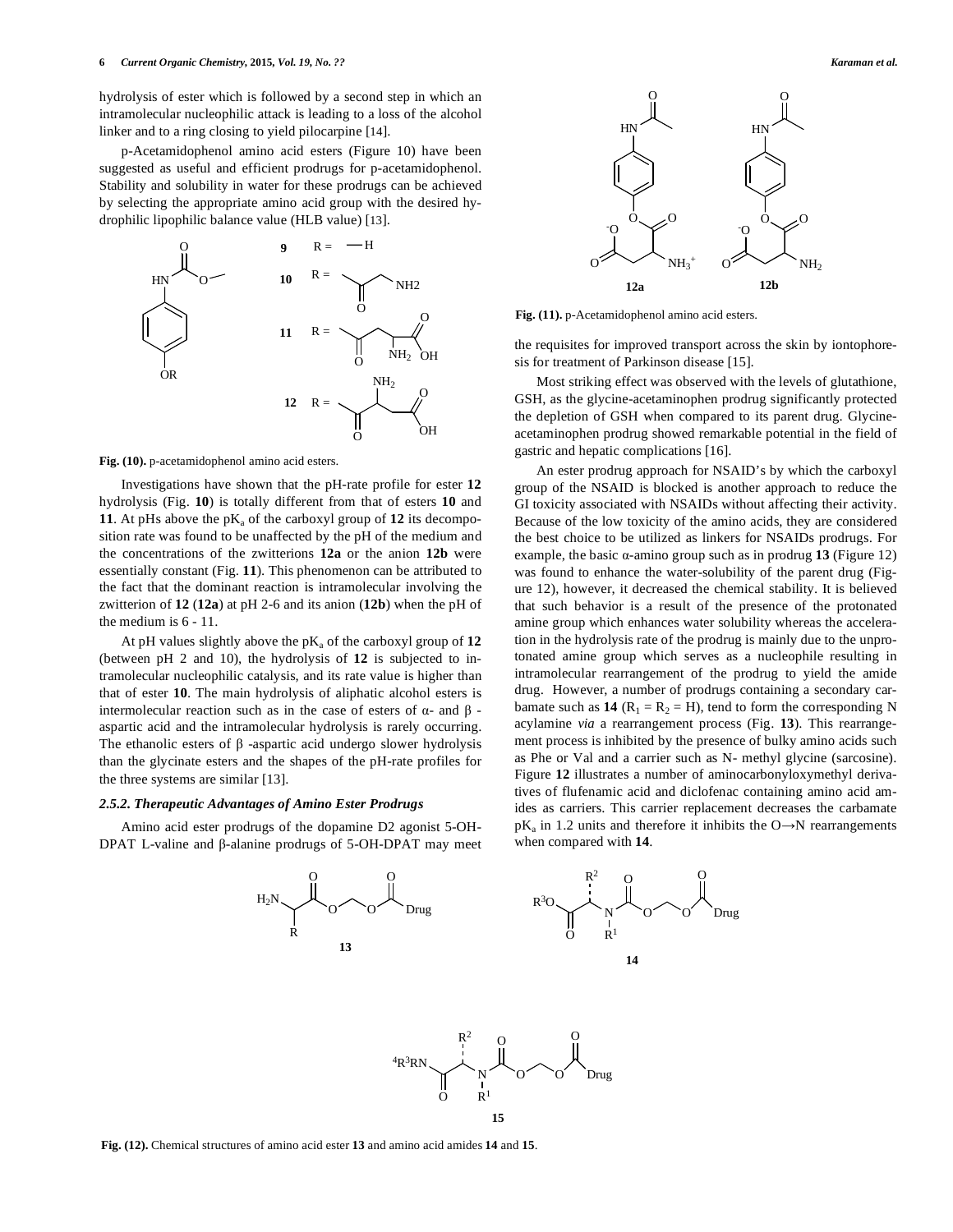hydrolysis of ester which is followed by a second step in which an intramolecular nucleophilic attack is leading to a loss of the alcohol linker and to a ring closing to yield pilocarpine [14].

p-Acetamidophenol amino acid esters (Figure 10) have been suggested as useful and efficient prodrugs for p-acetamidophenol. Stability and solubility in water for these prodrugs can be achieved by selecting the appropriate amino acid group with the desired hydrophilic lipophilic balance value (HLB value) [13].

**Fig. (10).** p-acetamidophenol amino acid esters.

Investigations have shown that the pH-rate profile for ester **12** hydrolysis (Fig. **10**) is totally different from that of esters **10** and **11**. At pHs above the $pK_a$ of the carboxyl group of **12** its decomposition rate was found to be unaffected by the pH of the medium and the concentrations of the zwitterions **12a** or the anion **12b** were essentially constant (Fig. **11**). This phenomenon can be attributed to the fact that the dominant reaction is intramolecular involving the zwitterion of **12** (**12a**) at pH 2-6 and its anion (**12b**) when the pH of the medium is 6 - 11.

At pH values slightly above the $pK_a$ of the carboxyl group of **12** (between pH 2 and 10), the hydrolysis of **12** is subjected to intramolecular nucleophilic catalysis, and its rate value is higher than that of ester **10**. The main hydrolysis of aliphatic alcohol esters is intermolecular reaction such as in the case of esters of α- and β -aspartic acid and the intramolecular hydrolysis is rarely occurring. The ethanolic esters of β -aspartic acid undergo slower hydrolysis than the glycinate esters and the shapes of the pH-rate profiles for the three systems are similar [13].

### 2.5.2. Therapeutic Advantages of Amino Ester Prodrugs

Amino acid ester prodrugs of the dopamine D2 agonist 5-OH-DPAT L-valine and β-alanine prodrugs of 5-OH-DPAT may meet the requisites for improved transport across the skin by iontophoresis for treatment of Parkinson disease [15].

**Fig. (11).** p-Acetamidophenol amino acid esters.

Most striking effect was observed with the levels of glutathione, GSH, as the glycine-acetaminophen prodrug significantly protected the depletion of GSH when compared to its parent drug. Glycine-acetaminophen prodrug showed remarkable potential in the field of gastric and hepatic complications [16].

An ester prodrug approach for NSAID's by which the carboxyl group of the NSAID is blocked is another approach to reduce the GI toxicity associated with NSAIDs without affecting their activity. Because of the low toxicity of the amino acids, they are considered the best choice to be utilized as linkers for NSAIDs prodrugs. For example, the basic α-amino group such as in prodrug **13** (Figure 12) was found to enhance the water-solubility of the parent drug (Figure 12), however, it decreased the chemical stability. It is believed that such behavior is a result of the presence of the protonated amine group which enhances water solubility whereas the acceleration in the hydrolysis rate of the prodrug is mainly due to the unprotonated amine group which serves as a nucleophile resulting in intramolecular rearrangement of the prodrug to yield the amide drug. However, a number of prodrugs containing a secondary carbamate such as **14** ($R_1 = R_2 = H$), tend to form the corresponding N acylamine *via* a rearrangement process (Fig. **13**). This rearrangement process is inhibited by the presence of bulky amino acids such as Phe or Val and a carrier such as N- methyl glycine (sarcosine). Figure **12** illustrates a number of aminocarbonyloxymethyl derivatives of flufenamic acid and diclofenac containing amino acid amides as carriers. This carrier replacement decreases the carbamate $pK_a$ in 1.2 units and therefore it inhibits the O→N rearrangements when compared with **14**.

**Fig. (12).** Chemical structures of amino acid ester **13** and amino acid amides **14** and **15**.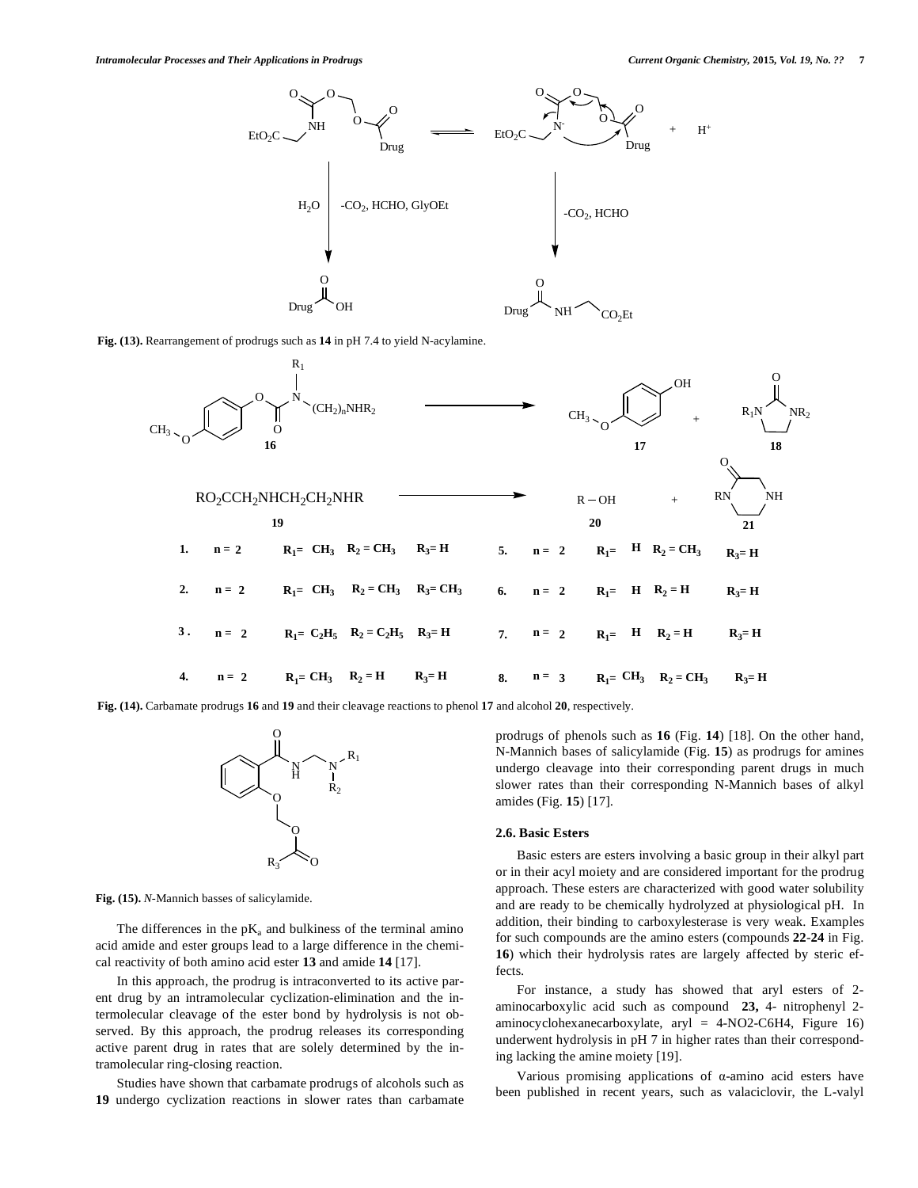Fig. (13). Rearrangement of prodrugs such as **14** in pH 7.4 to yield N-acylamine.

| | | | | | | | | | | |
|---|---|---|---|---|---|---|---|---|---|---|
| 1. | n = 2 | $R_1$= $CH_3$ | $R_2$ = $CH_3$ | $R_3$= H | | 5. | n = 2 | $R_1$= H | $R_2$ = $CH_3$ | $R_3$= H |
| 2. | n = 2 | $R_1$= $CH_3$ | $R_2$ = $CH_3$ | $R_3$= $CH_3$ | | 6. | n = 2 | $R_1$= H | $R_2$ = H | $R_3$= H |
| 3 . | n = 2 | $R_1$= $C_2H_5$ | $R_2$ = $C_2H_5$ | $R_3$= H | | 7. | n = 2 | $R_1$= H | $R_2$ = H | $R_3$= H |
| 4. | n = 2 | $R_1$= $CH_3$ | $R_2$ = H | $R_3$= H | | 8. | n = 3 | $R_1$= $CH_3$ | $R_2$ = $CH_3$ | $R_3$= H |

Fig. (14). Carbamate prodrugs **16** and **19** and their cleavage reactions to phenol **17** and alcohol **20**, respectively.

Fig. (15). *N*-Mannich basses of salicylamide.

The differences in the $pK_a$ and bulkiness of the terminal amino acid amide and ester groups lead to a large difference in the chemical reactivity of both amino acid ester **13** and amide **14** [17].

In this approach, the prodrug is intraconverted to its active parent drug by an intramolecular cyclization-elimination and the intermolecular cleavage of the ester bond by hydrolysis is not observed. By this approach, the prodrug releases its corresponding active parent drug in rates that are solely determined by the intramolecular ring-closing reaction.

Studies have shown that carbamate prodrugs of alcohols such as **19** undergo cyclization reactions in slower rates than carbamate prodrugs of phenols such as **16** (Fig. **14**) [18]. On the other hand, N-Mannich bases of salicylamide (Fig. **15**) as prodrugs for amines undergo cleavage into their corresponding parent drugs in much slower rates than their corresponding N-Mannich bases of alkyl amides (Fig. **15**) [17].

### 2.6. Basic Esters

Basic esters are esters involving a basic group in their alkyl part or in their acyl moiety and are considered important for the prodrug approach. These esters are characterized with good water solubility and are ready to be chemically hydrolyzed at physiological pH. In addition, their binding to carboxylesterase is very weak. Examples for such compounds are the amino esters (compounds **22**-**24** in Fig. **16**) which their hydrolysis rates are largely affected by steric effects.

For instance, a study has showed that aryl esters of 2-aminocarboxylic acid such as compound **23,** 4- nitrophenyl 2-aminocyclohexanecarboxylate, aryl = 4-NO2-C6H4, Figure 16) underwent hydrolysis in pH 7 in higher rates than their corresponding lacking the amine moiety [19].

Various promising applications of α-amino acid esters have been published in recent years, such as valaciclovir, the L-valyl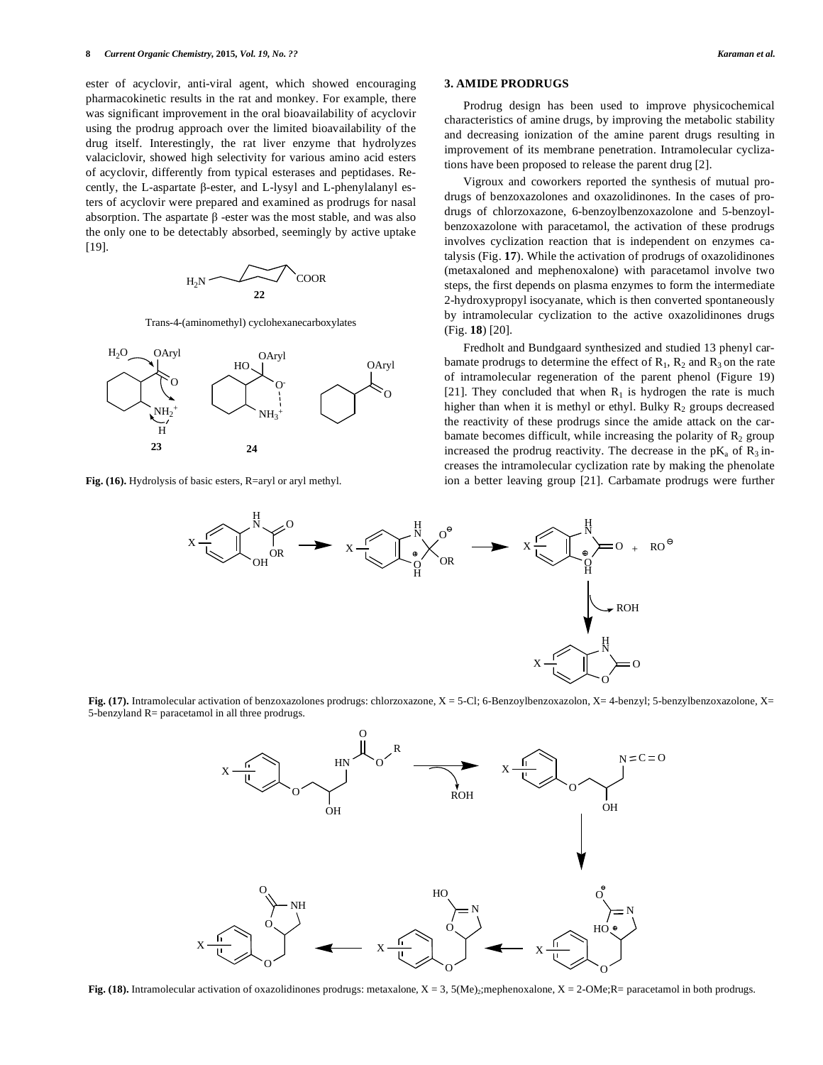ester of acyclovir, anti-viral agent, which showed encouraging pharmacokinetic results in the rat and monkey. For example, there was significant improvement in the oral bioavailability of acyclovir using the prodrug approach over the limited bioavailability of the drug itself. Interestingly, the rat liver enzyme that hydrolyzes valaciclovir, showed high selectivity for various amino acid esters of acyclovir, differently from typical esterases and peptidases. Recently, the L-aspartate β-ester, and L-lysyl and L-phenylalanyl esters of acyclovir were prepared and examined as prodrugs for nasal absorption. The aspartate β -ester was the most stable, and was also the only one to be detectably absorbed, seemingly by active uptake [19].

Trans-4-(aminomethyl) cyclohexanecarboxylates

**Fig. (16).** Hydrolysis of basic esters, R=aryl or aryl methyl.

## 3. AMIDE PRODRUGS

Prodrug design has been used to improve physicochemical characteristics of amine drugs, by improving the metabolic stability and decreasing ionization of the amine parent drugs resulting in improvement of its membrane penetration. Intramolecular cyclizations have been proposed to release the parent drug [2].

Vigroux and coworkers reported the synthesis of mutual prodrugs of benzoxazolones and oxazolidinones. In the cases of prodrugs of chlorzoxazone, 6-benzoylbenzoxazolone and 5-benzoylbenzoxazolone with paracetamol, the activation of these prodrugs involves cyclization reaction that is independent on enzymes catalysis (Fig. **17**). While the activation of prodrugs of oxazolidinones (metaxaloned and mephenoxalone) with paracetamol involve two steps, the first depends on plasma enzymes to form the intermediate 2-hydroxypropyl isocyanate, which is then converted spontaneously by intramolecular cyclization to the active oxazolidinones drugs (Fig. **18**) [20].

Fredholt and Bundgaard synthesized and studied 13 phenyl carbamate prodrugs to determine the effect of $R_1$, $R_2$ and $R_3$ on the rate of intramolecular regeneration of the parent phenol (Figure 19) [21]. They concluded that when $R_1$ is hydrogen the rate is much higher than when it is methyl or ethyl. Bulky $R_2$ groups decreased the reactivity of these prodrugs since the amide attack on the carbamate becomes difficult, while increasing the polarity of $R_2$ group increased the prodrug reactivity. The decrease in the $pK_a$ of $R_3$ increases the intramolecular cyclization rate by making the phenolate ion a better leaving group [21]. Carbamate prodrugs were further

**Fig. (17).** Intramolecular activation of benzoxazolones prodrugs: chlorzoxazone, X = 5-Cl; 6-Benzoylbenzoxazolon, X= 4-benzyl; 5-benzylbenzoxazolone, X= 5-benzyland R= paracetamol in all three prodrugs.

**Fig. (18).** Intramolecular activation of oxazolidinones prodrugs: metaxalone, X = 3, 5(Me)$_2$;mephenoxalone, X = 2-OMe;R= paracetamol in both prodrugs.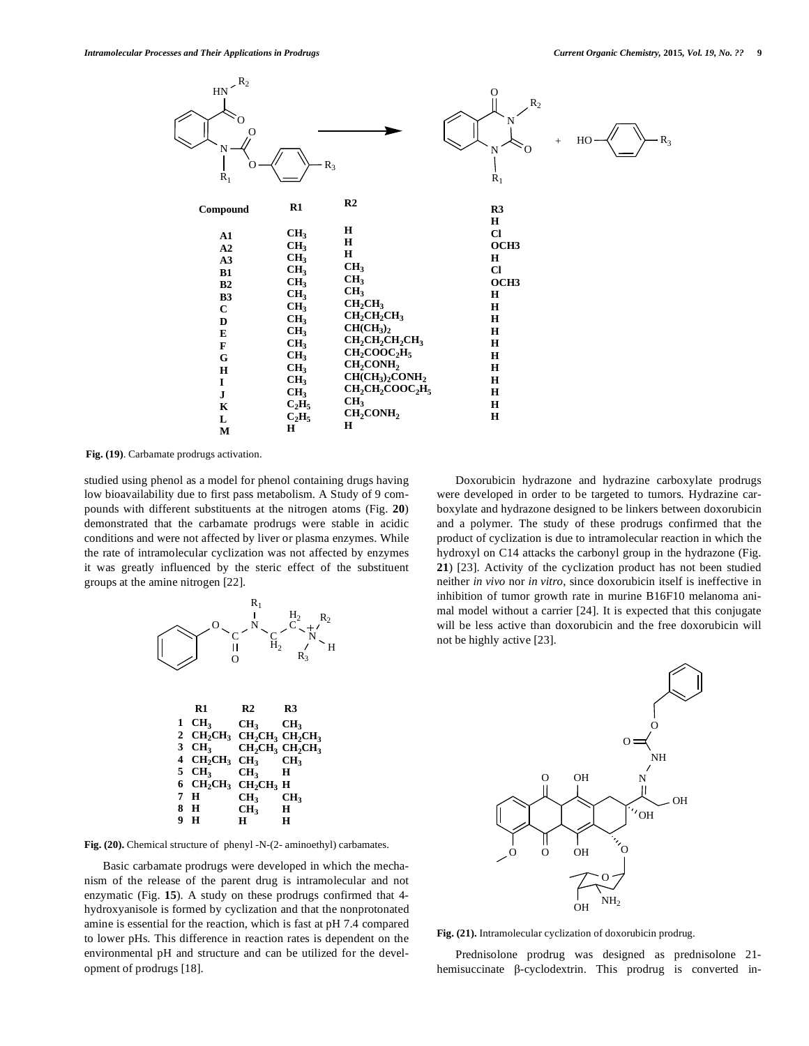| Compound | R1 | R2 | R3 |
|---|---|---|---|
| A1 | $CH_3$ | H | H |
| A2 | $CH_3$ | H | Cl |
| A3 | $CH_3$ | H | OCH3 |
| B1 | $CH_3$ | $CH_3$ | H |
| B2 | $CH_3$ | $CH_3$ | Cl |
| B3 | $CH_3$ | $CH_3$ | OCH3 |
| C | $CH_3$ | $CH_2CH_3$ | H |
| D | $CH_3$ | $CH_2CH_2CH_3$ | H |
| E | $CH_3$ | $CH(CH_3)_2$ | H |
| F | $CH_3$ | $CH_2CH_2CH_2CH_3$ | H |
| G | $CH_3$ | $CH_2COOC_2H_5$ | H |
| H | $CH_3$ | $CH_2CONH_2$ | H |
| I | $CH_3$ | $CH(CH_3)_2CONH_2$ | H |
| J | $CH_3$ | $CH_2CH_2COOC_2H_5$ | H |
| K | $C_2H_5$ | $CH_3$ | H |
| L | $C_2H_5$ | $CH_2CONH_2$ | H |
| M | H | H | |

**Fig. (19)**. Carbamate prodrugs activation.

studied using phenol as a model for phenol containing drugs having low bioavailability due to first pass metabolism. A Study of 9 compounds with different substituents at the nitrogen atoms (Fig. **20**) demonstrated that the carbamate prodrugs were stable in acidic conditions and were not affected by liver or plasma enzymes. While the rate of intramolecular cyclization was not affected by enzymes it was greatly influenced by the steric effect of the substituent groups at the amine nitrogen [22].

| | R1 | R2 | R3 |
|---|---|---|---|
| 1 | $CH_3$ | $CH_3$ | $CH_3$ |
| 2 | $CH_2CH_3$ | $CH_2CH_3$ | $CH_2CH_3$ |
| 3 | $CH_3$ | $CH_2CH_3$ | $CH_2CH_3$ |
| 4 | $CH_2CH_3$ | $CH_3$ | $CH_3$ |
| 5 | $CH_3$ | $CH_3$ | H |
| 6 | $CH_2CH_3$ | $CH_2CH_3$ | H |
| 7 | H | $CH_3$ | $CH_3$ |
| 8 | H | $CH_3$ | H |
| 9 | H | H | H |

**Fig. (20).** Chemical structure of phenyl -N-(2- aminoethyl) carbamates.

Basic carbamate prodrugs were developed in which the mechanism of the release of the parent drug is intramolecular and not enzymatic (Fig. **15**). A study on these prodrugs confirmed that 4-hydroxyanisole is formed by cyclization and that the nonprotonated amine is essential for the reaction, which is fast at pH 7.4 compared to lower pHs. This difference in reaction rates is dependent on the environmental pH and structure and can be utilized for the development of prodrugs [18].

Doxorubicin hydrazone and hydrazine carboxylate prodrugs were developed in order to be targeted to tumors. Hydrazine carboxylate and hydrazone designed to be linkers between doxorubicin and a polymer. The study of these prodrugs confirmed that the product of cyclization is due to intramolecular reaction in which the hydroxyl on C14 attacks the carbonyl group in the hydrazone (Fig. **21**) [23]. Activity of the cyclization product has not been studied neither *in vivo* nor *in vitro*, since doxorubicin itself is ineffective in inhibition of tumor growth rate in murine B16F10 melanoma animal model without a carrier [24]. It is expected that this conjugate will be less active than doxorubicin and the free doxorubicin will not be highly active [23].

**Fig. (21).** Intramolecular cyclization of doxorubicin prodrug.

Prednisolone prodrug was designed as prednisolone 21-hemisuccinate β-cyclodextrin. This prodrug is converted in-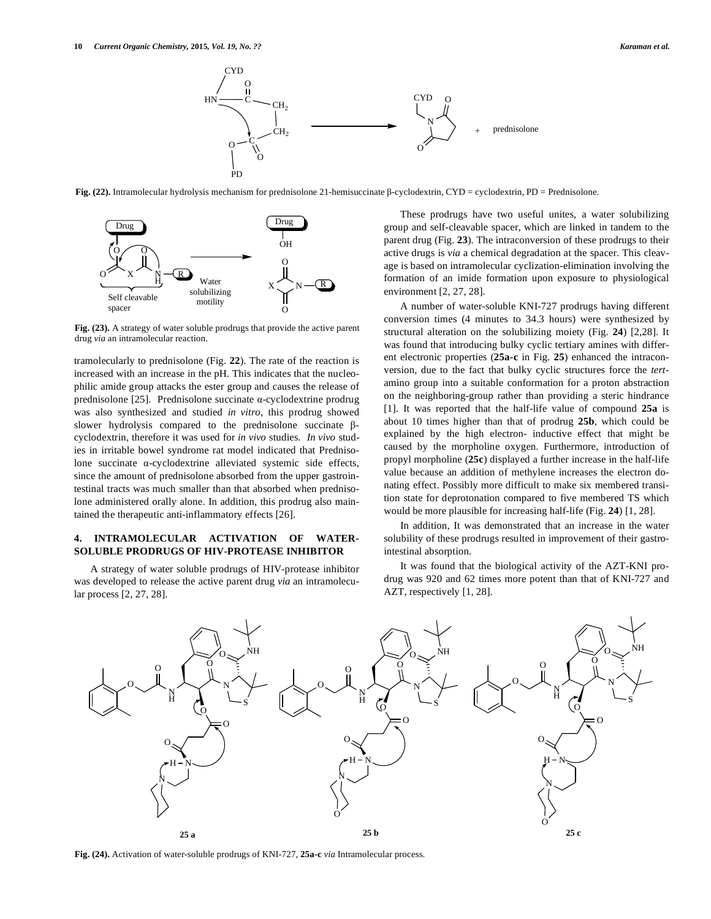**Fig. (22).** Intramolecular hydrolysis mechanism for prednisolone 21-hemisuccinate β-cyclodextrin, CYD = cyclodextrin, PD = Prednisolone.

**Fig. (23).** A strategy of water soluble prodrugs that provide the active parent drug *via* an intramolecular reaction.

tramolecularly to prednisolone (Fig. **22**). The rate of the reaction is increased with an increase in the pH. This indicates that the nucleophilic amide group attacks the ester group and causes the release of prednisolone [25]. Prednisolone succinate α-cyclodextrine prodrug was also synthesized and studied *in vitro*, this prodrug showed slower hydrolysis compared to the prednisolone succinate β-cyclodextrin, therefore it was used for *in vivo* studies. *In vivo* studies in irritable bowel syndrome rat model indicated that Prednisolone succinate α-cyclodextrine alleviated systemic side effects, since the amount of prednisolone absorbed from the upper gastrointestinal tracts was much smaller than that absorbed when prednisolone administered orally alone. In addition, this prodrug also maintained the therapeutic anti-inflammatory effects [26].

## 4. INTRAMOLECULAR ACTIVATION OF WATER-SOLUBLE PRODRUGS OF HIV-PROTEASE INHIBITOR

A strategy of water soluble prodrugs of HIV-protease inhibitor was developed to release the active parent drug *via* an intramolecular process [2, 27, 28].

These prodrugs have two useful unites, a water solubilizing group and self-cleavable spacer, which are linked in tandem to the parent drug (Fig. **23**). The intraconversion of these prodrugs to their active drugs is *via* a chemical degradation at the spacer. This cleavage is based on intramolecular cyclization-elimination involving the formation of an imide formation upon exposure to physiological environment [2, 27, 28].

A number of water-soluble KNI-727 prodrugs having different conversion times (4 minutes to 34.3 hours) were synthesized by structural alteration on the solubilizing moiety (Fig. **24**) [2,28]. It was found that introducing bulky cyclic tertiary amines with different electronic properties (**25a-c** in Fig. **25**) enhanced the intraconversion, due to the fact that bulky cyclic structures force the *tert*-amino group into a suitable conformation for a proton abstraction on the neighboring-group rather than providing a steric hindrance [1]. It was reported that the half-life value of compound **25a** is about 10 times higher than that of prodrug **25b**, which could be explained by the high electron- inductive effect that might be caused by the morpholine oxygen. Furthermore, introduction of propyl morpholine (**25c**) displayed a further increase in the half-life value because an addition of methylene increases the electron donating effect. Possibly more difficult to make six membered transition state for deprotonation compared to five membered TS which would be more plausible for increasing half-life (Fig. **24**) [1, 28].

In addition, It was demonstrated that an increase in the water solubility of these prodrugs resulted in improvement of their gastrointestinal absorption.

It was found that the biological activity of the AZT-KNI prodrug was 920 and 62 times more potent than that of KNI-727 and AZT, respectively [1, 28].

**Fig. (24).** Activation of water-soluble prodrugs of KNI-727, **25a-c** *via* Intramolecular process.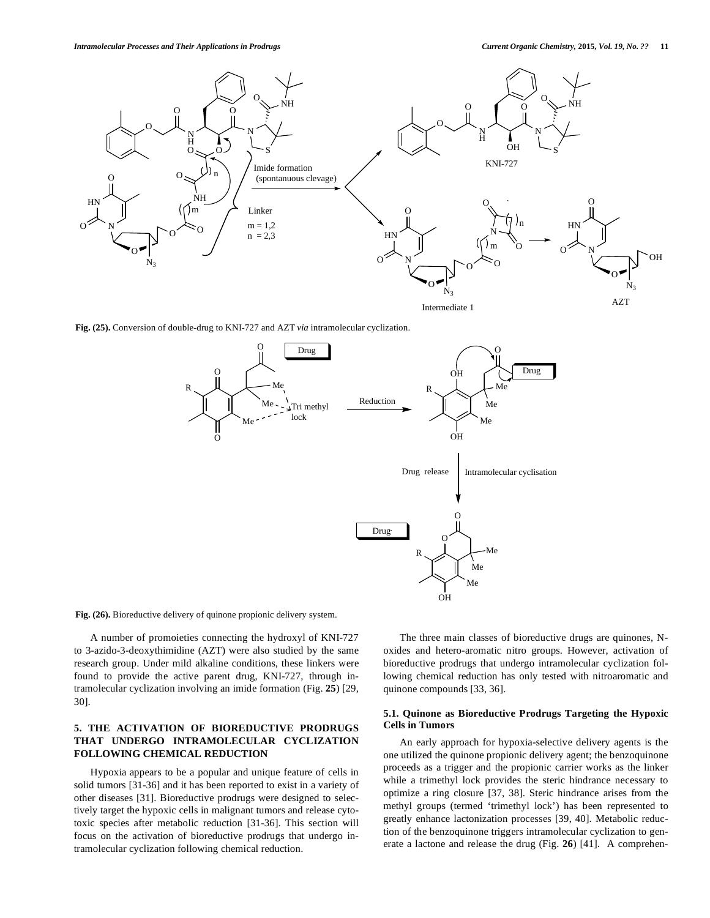Fig. (25). Conversion of double-drug to KNI-727 and AZT *via* intramolecular cyclization.

Fig. (26). Bioreductive delivery of quinone propionic delivery system.

A number of promoieties connecting the hydroxyl of KNI-727 to 3-azido-3-deoxythimidine (AZT) were also studied by the same research group. Under mild alkaline conditions, these linkers were found to provide the active parent drug, KNI-727, through intramolecular cyclization involving an imide formation (Fig. **25**) [29, 30].

## 5. THE ACTIVATION OF BIOREDUCTIVE PRODRUGS THAT UNDERGO INTRAMOLECULAR CYCLIZATION FOLLOWING CHEMICAL REDUCTION

Hypoxia appears to be a popular and unique feature of cells in solid tumors [31-36] and it has been reported to exist in a variety of other diseases [31]. Bioreductive prodrugs were designed to selectively target the hypoxic cells in malignant tumors and release cytotoxic species after metabolic reduction [31-36]. This section will focus on the activation of bioreductive prodrugs that undergo intramolecular cyclization following chemical reduction.

The three main classes of bioreductive drugs are quinones, N-oxides and hetero-aromatic nitro groups. However, activation of bioreductive prodrugs that undergo intramolecular cyclization following chemical reduction has only tested with nitroaromatic and quinone compounds [33, 36].

### 5.1. Quinone as Bioreductive Prodrugs Targeting the Hypoxic Cells in Tumors

An early approach for hypoxia-selective delivery agents is the one utilized the quinone propionic delivery agent; the benzoquinone proceeds as a trigger and the propionic carrier works as the linker while a trimethyl lock provides the steric hindrance necessary to optimize a ring closure [37, 38]. Steric hindrance arises from the methyl groups (termed 'trimethyl lock') has been represented to greatly enhance lactonization processes [39, 40]. Metabolic reduction of the benzoquinone triggers intramolecular cyclization to generate a lactone and release the drug (Fig. **26**) [41]. A comprehen-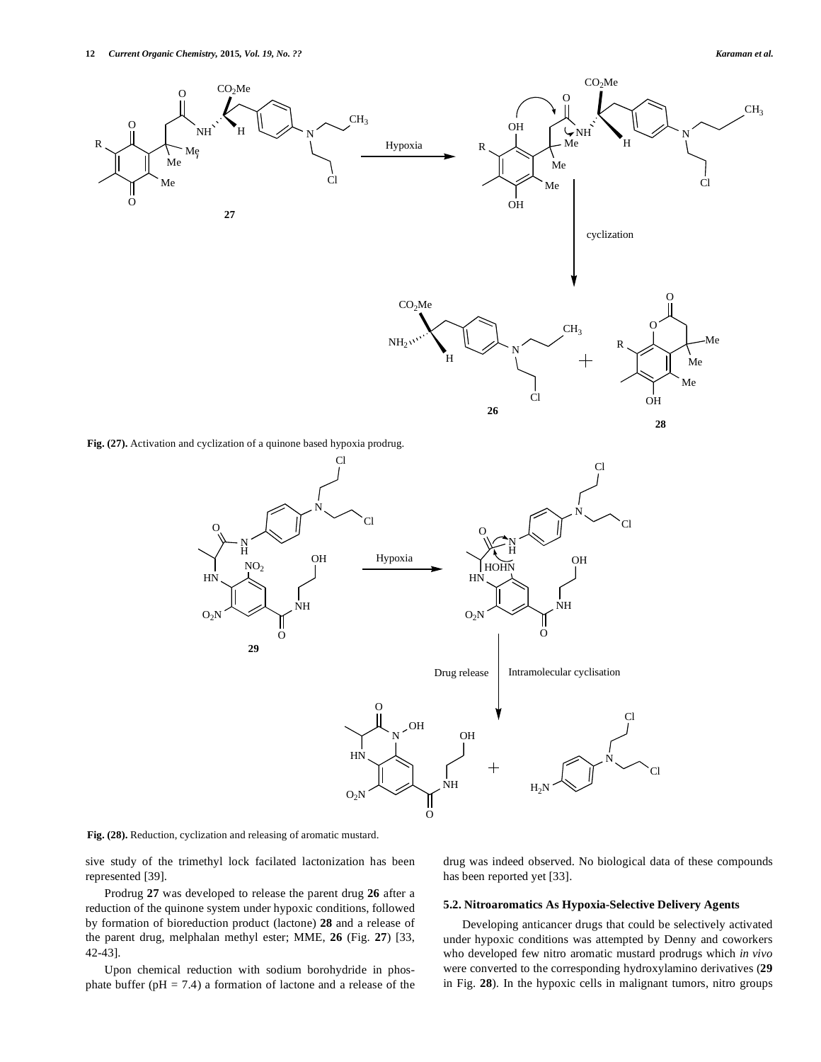Fig. (27). Activation and cyclization of a quinone based hypoxia prodrug.

Fig. (28). Reduction, cyclization and releasing of aromatic mustard.

sive study of the trimethyl lock facilated lactonization has been represented [39].

Prodrug **27** was developed to release the parent drug **26** after a reduction of the quinone system under hypoxic conditions, followed by formation of bioreduction product (lactone) **28** and a release of the parent drug, melphalan methyl ester; MME, **26** (Fig. **27**) [33, 42-43].

Upon chemical reduction with sodium borohydride in phosphate buffer (pH = 7.4) a formation of lactone and a release of the drug was indeed observed. No biological data of these compounds has been reported yet [33].

### 5.2. Nitroaromatics As Hypoxia-Selective Delivery Agents

Developing anticancer drugs that could be selectively activated under hypoxic conditions was attempted by Denny and coworkers who developed few nitro aromatic mustard prodrugs which *in vivo* were converted to the corresponding hydroxylamino derivatives (**29** in Fig. **28**). In the hypoxic cells in malignant tumors, nitro groups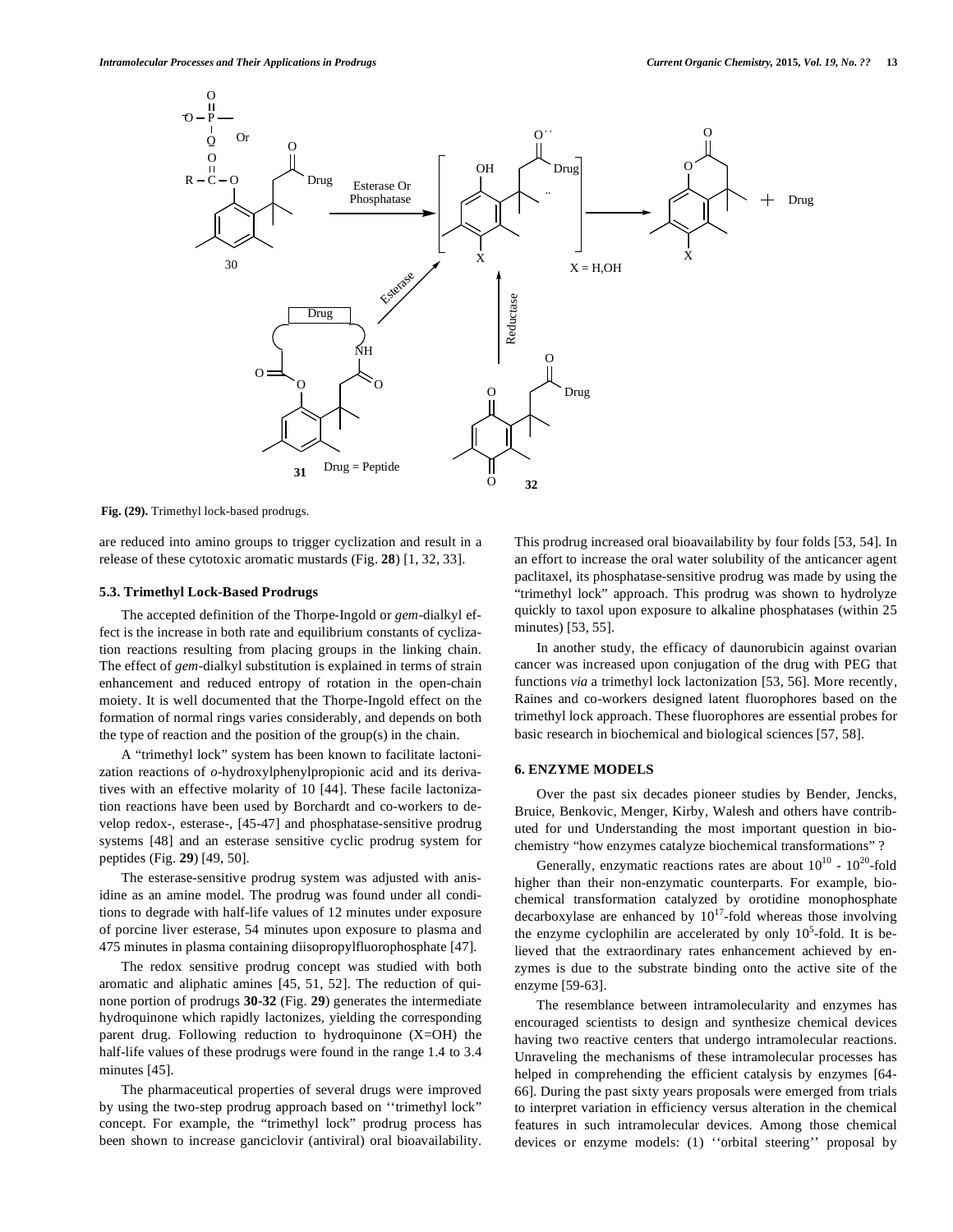Fig. (29). Trimethyl lock-based prodrugs.

are reduced into amino groups to trigger cyclization and result in a release of these cytotoxic aromatic mustards (Fig. **28**) [1, 32, 33].

### 5.3. Trimethyl Lock-Based Prodrugs

The accepted definition of the Thorpe-Ingold or *gem*-dialkyl effect is the increase in both rate and equilibrium constants of cyclization reactions resulting from placing groups in the linking chain. The effect of *gem*-dialkyl substitution is explained in terms of strain enhancement and reduced entropy of rotation in the open-chain moiety. It is well documented that the Thorpe-Ingold effect on the formation of normal rings varies considerably, and depends on both the type of reaction and the position of the group(s) in the chain.

A "trimethyl lock" system has been known to facilitate lactonization reactions of *o*-hydroxylphenylpropionic acid and its derivatives with an effective molarity of 10 [44]. These facile lactonization reactions have been used by Borchardt and co-workers to develop redox-, esterase-, [45-47] and phosphatase-sensitive prodrug systems [48] and an esterase sensitive cyclic prodrug system for peptides (Fig. **29**) [49, 50].

The esterase-sensitive prodrug system was adjusted with anisidine as an amine model. The prodrug was found under all conditions to degrade with half-life values of 12 minutes under exposure of porcine liver esterase, 54 minutes upon exposure to plasma and 475 minutes in plasma containing diisopropylfluorophosphate [47].

The redox sensitive prodrug concept was studied with both aromatic and aliphatic amines [45, 51, 52]. The reduction of quinone portion of prodrugs **30-32** (Fig. **29**) generates the intermediate hydroquinone which rapidly lactonizes, yielding the corresponding parent drug. Following reduction to hydroquinone (X=OH) the half-life values of these prodrugs were found in the range 1.4 to 3.4 minutes [45].

The pharmaceutical properties of several drugs were improved by using the two-step prodrug approach based on ''trimethyl lock" concept. For example, the "trimethyl lock" prodrug process has been shown to increase ganciclovir (antiviral) oral bioavailability. This prodrug increased oral bioavailability by four folds [53, 54]. In an effort to increase the oral water solubility of the anticancer agent paclitaxel, its phosphatase-sensitive prodrug was made by using the "trimethyl lock" approach. This prodrug was shown to hydrolyze quickly to taxol upon exposure to alkaline phosphatases (within 25 minutes) [53, 55].

In another study, the efficacy of daunorubicin against ovarian cancer was increased upon conjugation of the drug with PEG that functions *via* a trimethyl lock lactonization [53, 56]. More recently, Raines and co-workers designed latent fluorophores based on the trimethyl lock approach. These fluorophores are essential probes for basic research in biochemical and biological sciences [57, 58].

## 6. ENZYME MODELS

Over the past six decades pioneer studies by Bender, Jencks, Bruice, Benkovic, Menger, Kirby, Walesh and others have contributed for und Understanding the most important question in biochemistry "how enzymes catalyze biochemical transformations" ?

Generally, enzymatic reactions rates are about $10^{10}$ - $10^{20}$-fold higher than their non-enzymatic counterparts. For example, biochemical transformation catalyzed by orotidine monophosphate decarboxylase are enhanced by $10^{17}$-fold whereas those involving the enzyme cyclophilin are accelerated by only $10^{5}$-fold. It is believed that the extraordinary rates enhancement achieved by enzymes is due to the substrate binding onto the active site of the enzyme [59-63].

The resemblance between intramolecularity and enzymes has encouraged scientists to design and synthesize chemical devices having two reactive centers that undergo intramolecular reactions. Unraveling the mechanisms of these intramolecular processes has helped in comprehending the efficient catalysis by enzymes [64-66]. During the past sixty years proposals were emerged from trials to interpret variation in efficiency versus alteration in the chemical features in such intramolecular devices. Among those chemical devices or enzyme models: (1) ''orbital steering'' proposal by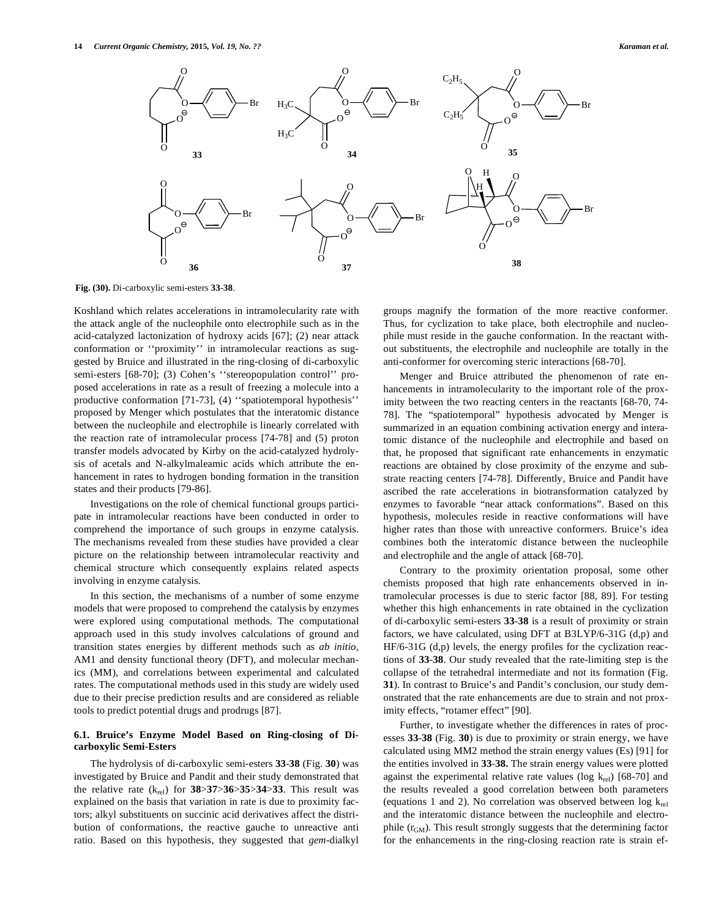Fig. (30). Di-carboxylic semi-esters **33-38**.

Koshland which relates accelerations in intramolecularity rate with the attack angle of the nucleophile onto electrophile such as in the acid-catalyzed lactonization of hydroxy acids [67]; (2) near attack conformation or ''proximity'' in intramolecular reactions as suggested by Bruice and illustrated in the ring-closing of di-carboxylic semi-esters [68-70]; (3) Cohen's ''stereopopulation control'' proposed accelerations in rate as a result of freezing a molecule into a productive conformation [71-73], (4) ''spatiotemporal hypothesis'' proposed by Menger which postulates that the interatomic distance between the nucleophile and electrophile is linearly correlated with the reaction rate of intramolecular process [74-78] and (5) proton transfer models advocated by Kirby on the acid-catalyzed hydrolysis of acetals and N-alkylmaleamic acids which attribute the enhancement in rates to hydrogen bonding formation in the transition states and their products [79-86].

Investigations on the role of chemical functional groups participate in intramolecular reactions have been conducted in order to comprehend the importance of such groups in enzyme catalysis. The mechanisms revealed from these studies have provided a clear picture on the relationship between intramolecular reactivity and chemical structure which consequently explains related aspects involving in enzyme catalysis.

In this section, the mechanisms of a number of some enzyme models that were proposed to comprehend the catalysis by enzymes were explored using computational methods. The computational approach used in this study involves calculations of ground and transition states energies by different methods such as *ab initio*, AM1 and density functional theory (DFT), and molecular mechanics (MM), and correlations between experimental and calculated rates. The computational methods used in this study are widely used due to their precise prediction results and are considered as reliable tools to predict potential drugs and prodrugs [87].

### 6.1. Bruice's Enzyme Model Based on Ring-closing of Di-carboxylic Semi-Esters

The hydrolysis of di-carboxylic semi-esters **33**-**38** (Fig. **30**) was investigated by Bruice and Pandit and their study demonstrated that the relative rate ($k_{rel}$) for **38**>**37**>**36**>**35**>**34**>**33**. This result was explained on the basis that variation in rate is due to proximity factors; alkyl substituents on succinic acid derivatives affect the distribution of conformations, the reactive gauche to unreactive anti ratio. Based on this hypothesis, they suggested that *gem*-dialkyl groups magnify the formation of the more reactive conformer. Thus, for cyclization to take place, both electrophile and nucleophile must reside in the gauche conformation. In the reactant without substituents, the electrophile and nucleophile are totally in the anti-conformer for overcoming steric interactions [68-70].

Menger and Bruice attributed the phenomenon of rate enhancements in intramolecularity to the important role of the proximity between the two reacting centers in the reactants [68-70, 74-78]. The "spatiotemporal" hypothesis advocated by Menger is summarized in an equation combining activation energy and interatomic distance of the nucleophile and electrophile and based on that, he proposed that significant rate enhancements in enzymatic reactions are obtained by close proximity of the enzyme and substrate reacting centers [74-78]. Differently, Bruice and Pandit have ascribed the rate accelerations in biotransformation catalyzed by enzymes to favorable "near attack conformations". Based on this hypothesis, molecules reside in reactive conformations will have higher rates than those with unreactive conformers. Bruice's idea combines both the interatomic distance between the nucleophile and electrophile and the angle of attack [68-70].

Contrary to the proximity orientation proposal, some other chemists proposed that high rate enhancements observed in intramolecular processes is due to steric factor [88, 89]. For testing whether this high enhancements in rate obtained in the cyclization of di-carboxylic semi-esters **33**-**38** is a result of proximity or strain factors, we have calculated, using DFT at B3LYP/6-31G (d,p) and HF/6-31G (d,p) levels, the energy profiles for the cyclization reactions of **33**-**38**. Our study revealed that the rate-limiting step is the collapse of the tetrahedral intermediate and not its formation (Fig. **31**). In contrast to Bruice's and Pandit's conclusion, our study demonstrated that the rate enhancements are due to strain and not proximity effects, "rotamer effect" [90].

Further, to investigate whether the differences in rates of processes **33**-**38** (Fig. **30**) is due to proximity or strain energy, we have calculated using MM2 method the strain energy values (Es) [91] for the entities involved in **33**-**38.** The strain energy values were plotted against the experimental relative rate values (log $k_{rel}$) [68-70] and the results revealed a good correlation between both parameters (equations 1 and 2). No correlation was observed between log $k_{rel}$ and the interatomic distance between the nucleophile and electrophile ($r_{GM}$). This result strongly suggests that the determining factor for the enhancements in the ring-closing reaction rate is strain ef-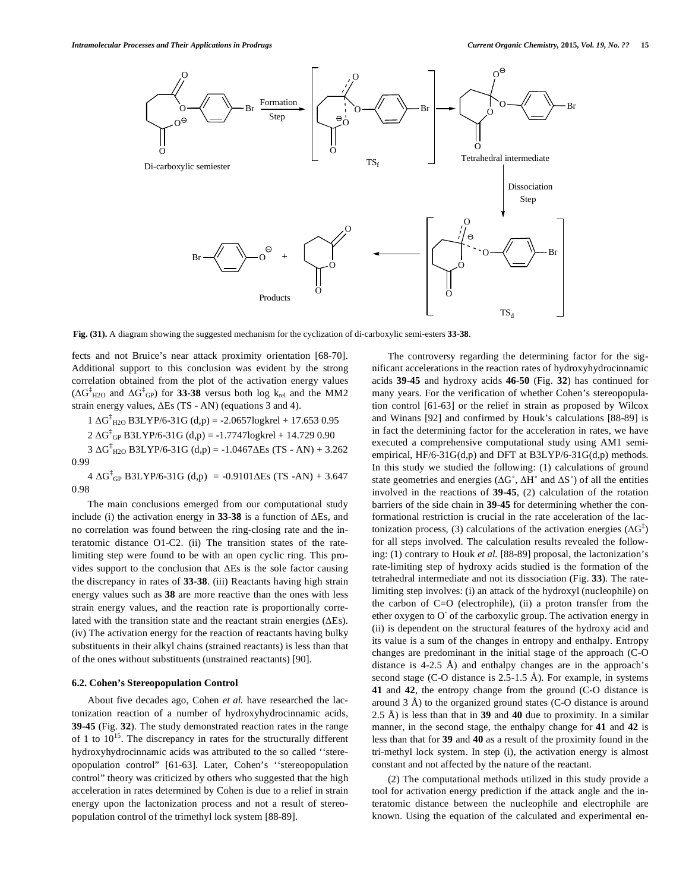Fig. (31). A diagram showing the suggested mechanism for the cyclization of di-carboxylic semi-esters **33**-**38**.

fects and not Bruice's near attack proximity orientation [68-70]. Additional support to this conclusion was evident by the strong correlation obtained from the plot of the activation energy values ($\Delta G^{\ddagger}_{H2O}$ and $\Delta G^{\ddagger}_{GP}$) for **33**-**38** versus both log $k_{rel}$ and the MM2 strain energy values, ΔEs (TS - AN) (equations 3 and 4).

1 $\Delta G^{\ddagger}_{H2O}$ B3LYP/6-31G (d,p) = -2.0657logkrel + 17.653 0.95

2 $\Delta G^{\ddagger}_{GP}$ B3LYP/6-31G (d,p) = -1.7747logkrel + 14.729 0.90

3 $\Delta G^{\ddagger}_{H2O}$ B3LYP/6-31G (d,p) = -1.0467ΔEs (TS - AN) + 3.262 0.99

4 $\Delta G^{\ddagger}_{GP}$ B3LYP/6-31G (d,p) = -0.9101ΔEs (TS -AN) + 3.647 0.98

The main conclusions emerged from our computational study include (i) the activation energy in **33**-**38** is a function of ΔEs, and no correlation was found between the ring-closing rate and the interatomic distance O1-C2. (ii) The transition states of the rate-limiting step were found to be with an open cyclic ring. This provides support to the conclusion that ΔEs is the sole factor causing the discrepancy in rates of **33**-**38**. (iii) Reactants having high strain energy values such as **38** are more reactive than the ones with less strain energy values, and the reaction rate is proportionally correlated with the transition state and the reactant strain energies (ΔEs). (iv) The activation energy for the reaction of reactants having bulky substituents in their alkyl chains (strained reactants) is less than that of the ones without substituents (unstrained reactants) [90].

### 6.2. Cohen's Stereopopulation Control

About five decades ago, Cohen *et al.* have researched the lactonization reaction of a number of hydroxyhydrocinnamic acids, **39**-**45** (Fig. **32**). The study demonstrated reaction rates in the range of 1 to $10^{15}$. The discrepancy in rates for the structurally different hydroxyhydrocinnamic acids was attributed to the so called ''stereopopulation control" [61-63]. Later, Cohen's ''stereopopulation control" theory was criticized by others who suggested that the high acceleration in rates determined by Cohen is due to a relief in strain energy upon the lactonization process and not a result of stereopopulation control of the trimethyl lock system [88-89].

The controversy regarding the determining factor for the significant accelerations in the reaction rates of hydroxyhydrocinnamic acids **39**-**45** and hydroxy acids **46**-**50** (Fig. **32**) has continued for many years. For the verification of whether Cohen's stereopopulation control [61-63] or the relief in strain as proposed by Wilcox and Winans [92] and confirmed by Houk's calculations [88-89] is in fact the determining factor for the acceleration in rates, we have executed a comprehensive computational study using AM1 semi-empirical, HF/6-31G(d,p) and DFT at B3LYP/6-31G(d,p) methods. In this study we studied the following: (1) calculations of ground state geometries and energies (ΔG°, ΔH° and ΔS°) of all the entities involved in the reactions of **39**-**45**, (2) calculation of the rotation barriers of the side chain in **39**-**45** for determining whether the conformational restriction is crucial in the rate acceleration of the lactonization process, (3) calculations of the activation energies ($\Delta G^{\ddagger}$) for all steps involved. The calculation results revealed the following: (1) contrary to Houk *et al.* [88-89] proposal, the lactonization's rate-limiting step of hydroxy acids studied is the formation of the tetrahedral intermediate and not its dissociation (Fig. **33**). The rate-limiting step involves: (i) an attack of the hydroxyl (nucleophile) on the carbon of C=O (electrophile), (ii) a proton transfer from the ether oxygen to $O^-$ of the carboxylic group. The activation energy in (ii) is dependent on the structural features of the hydroxy acid and its value is a sum of the changes in entropy and enthalpy. Entropy changes are predominant in the initial stage of the approach (C-O distance is 4-2.5 Å) and enthalpy changes are in the approach's second stage (C-O distance is 2.5-1.5 Å). For example, in systems **41** and **42**, the entropy change from the ground (C-O distance is around 3 Å) to the organized ground states (C-O distance is around 2.5 Å) is less than that in **39** and **40** due to proximity. In a similar manner, in the second stage, the enthalpy change for **41** and **42** is less than that for **39** and **40** as a result of the proximity found in the tri-methyl lock system. In step (i), the activation energy is almost constant and not affected by the nature of the reactant.

(2) The computational methods utilized in this study provide a tool for activation energy prediction if the attack angle and the interatomic distance between the nucleophile and electrophile are known. Using the equation of the calculated and experimental en-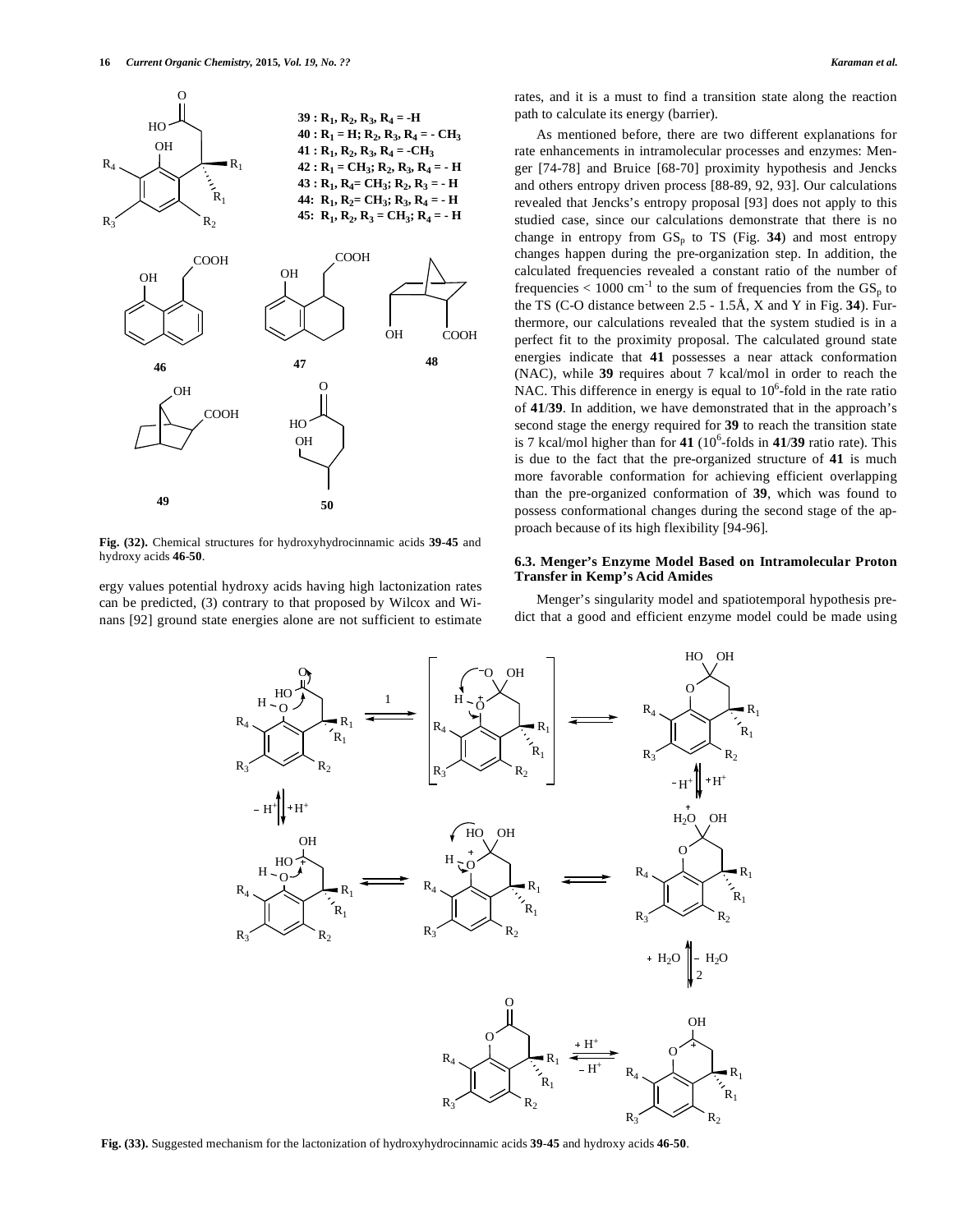39 : $R_1, R_2, R_3, R_4$ = -H
40 : $R_1$ = H; $R_2, R_3, R_4$ = - $CH_3$
41 : $R_1, R_2, R_3, R_4$ = -$CH_3$
42 : $R_1$ = $CH_3$; $R_2, R_3, R_4$ = - H
43 : $R_1, R_4$= $CH_3$; $R_2, R_3$ = - H
44: $R_1, R_2$= $CH_3$; $R_3, R_4$ = - H
45: $R_1, R_2, R_3$ = $CH_3$; $R_4$ = - H

**Fig. (32).** Chemical structures for hydroxyhydrocinnamic acids **39-45** and hydroxy acids **46-50**.

ergy values potential hydroxy acids having high lactonization rates can be predicted, (3) contrary to that proposed by Wilcox and Winans [92] ground state energies alone are not sufficient to estimate rates, and it is a must to find a transition state along the reaction path to calculate its energy (barrier).

As mentioned before, there are two different explanations for rate enhancements in intramolecular processes and enzymes: Menger [74-78] and Bruice [68-70] proximity hypothesis and Jencks and others entropy driven process [88-89, 92, 93]. Our calculations revealed that Jencks's entropy proposal [93] does not apply to this studied case, since our calculations demonstrate that there is no change in entropy from $GS_p$ to TS (Fig. **34**) and most entropy changes happen during the pre-organization step. In addition, the calculated frequencies revealed a constant ratio of the number of frequencies < 1000 $cm^{-1}$ to the sum of frequencies from the $GS_p$ to the TS (C-O distance between 2.5 - 1.5Å, X and Y in Fig. **34**). Furthermore, our calculations revealed that the system studied is in a perfect fit to the proximity proposal. The calculated ground state energies indicate that **41** possesses a near attack conformation (NAC), while **39** requires about 7 kcal/mol in order to reach the NAC. This difference in energy is equal to $10^6$-fold in the rate ratio of **41**/**39**. In addition, we have demonstrated that in the approach's second stage the energy required for **39** to reach the transition state is 7 kcal/mol higher than for **41** ($10^6$-folds in **41**/**39** ratio rate). This is due to the fact that the pre-organized structure of **41** is much more favorable conformation for achieving efficient overlapping than the pre-organized conformation of **39**, which was found to possess conformational changes during the second stage of the approach because of its high flexibility [94-96].

### 6.3. Menger's Enzyme Model Based on Intramolecular Proton Transfer in Kemp's Acid Amides

Menger's singularity model and spatiotemporal hypothesis predict that a good and efficient enzyme model could be made using

**Fig. (33).** Suggested mechanism for the lactonization of hydroxyhydrocinnamic acids **39-45** and hydroxy acids **46-50**.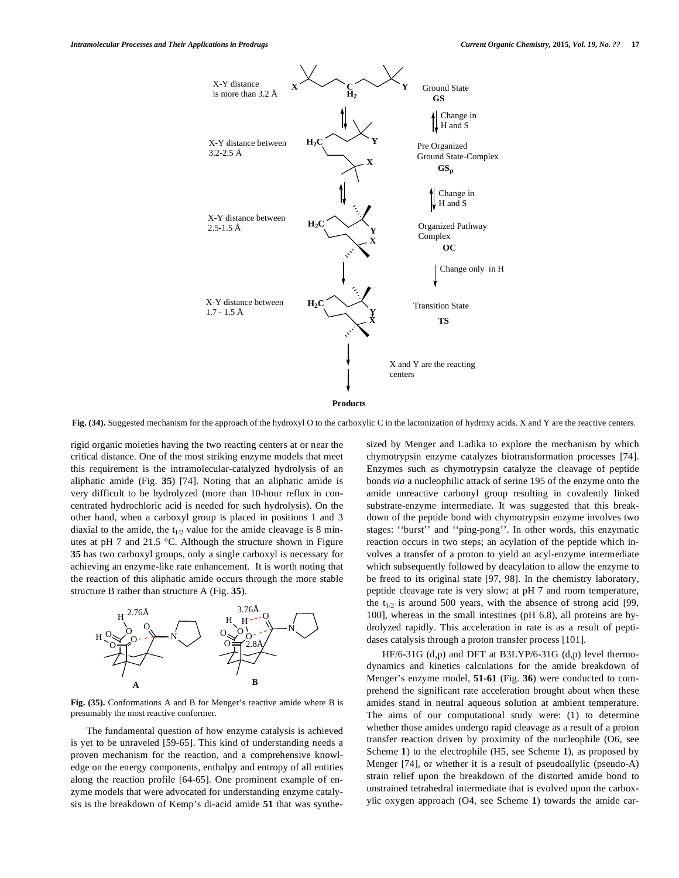X-Y distance is more than 3.2 Å

Ground State **GS**

Change in H and S

X-Y distance between 3.2-2.5 Å

Pre Organized Ground State-Complex **$GS_p$**

Change in H and S

X-Y distance between 2.5-1.5 Å

Organized Pathway Complex **OC**

Change only in H

X-Y distance between 1.7 - 1.5 Å

Transition State **TS**

X and Y are the reacting centers

**Products**

**Fig. (34).** Suggested mechanism for the approach of the hydroxyl O to the carboxylic C in the lactonization of hydroxy acids. X and Y are the reactive centers.

rigid organic moieties having the two reacting centers at or near the critical distance. One of the most striking enzyme models that meet this requirement is the intramolecular-catalyzed hydrolysis of an aliphatic amide (Fig. **35**) [74]. Noting that an aliphatic amide is very difficult to be hydrolyzed (more than 10-hour reflux in concentrated hydrochloric acid is needed for such hydrolysis). On the other hand, when a carboxyl group is placed in positions 1 and 3 diaxial to the amide, the $t_{1/2}$ value for the amide cleavage is 8 minutes at pH 7 and 21.5 °C. Although the structure shown in Figure **35** has two carboxyl groups, only a single carboxyl is necessary for achieving an enzyme-like rate enhancement. It is worth noting that the reaction of this aliphatic amide occurs through the more stable structure B rather than structure A (Fig. **35**).

**Fig. (35).** Conformations A and B for Menger's reactive amide where B is presumably the most reactive conformer.

The fundamental question of how enzyme catalysis is achieved is yet to be unraveled [59-65]. This kind of understanding needs a proven mechanism for the reaction, and a comprehensive knowledge on the energy components, enthalpy and entropy of all entities along the reaction profile [64-65]. One prominent example of enzyme models that were advocated for understanding enzyme catalysis is the breakdown of Kemp's di-acid amide **51** that was synthesized by Menger and Ladika to explore the mechanism by which chymotrypsin enzyme catalyzes biotransformation processes [74]. Enzymes such as chymotrypsin catalyze the cleavage of peptide bonds *via* a nucleophilic attack of serine 195 of the enzyme onto the amide unreactive carbonyl group resulting in covalently linked substrate-enzyme intermediate. It was suggested that this breakdown of the peptide bond with chymotrypsin enzyme involves two stages: ''burst'' and ''ping-pong''. In other words, this enzymatic reaction occurs in two steps; an acylation of the peptide which involves a transfer of a proton to yield an acyl-enzyme intermediate which subsequently followed by deacylation to allow the enzyme to be freed to its original state [97, 98]. In the chemistry laboratory, peptide cleavage rate is very slow; at pH 7 and room temperature, the $t_{1/2}$ is around 500 years, with the absence of strong acid [99, 100], whereas in the small intestines (pH 6.8), all proteins are hydrolyzed rapidly. This acceleration in rate is as a result of peptidases catalysis through a proton transfer process [101].

HF/6-31G (d,p) and DFT at B3LYP/6-31G (d,p) level thermodynamics and kinetics calculations for the amide breakdown of Menger's enzyme model, **51**-**61** (Fig. **36**) were conducted to comprehend the significant rate acceleration brought about when these amides stand in neutral aqueous solution at ambient temperature. The aims of our computational study were: (1) to determine whether those amides undergo rapid cleavage as a result of a proton transfer reaction driven by proximity of the nucleophile (O6, see Scheme **1**) to the electrophile (H5, see Scheme **1**), as proposed by Menger [74], or whether it is a result of pseudoallylic (pseudo-A) strain relief upon the breakdown of the distorted amide bond to unstrained tetrahedral intermediate that is evolved upon the carboxylic oxygen approach (O4, see Scheme **1**) towards the amide car-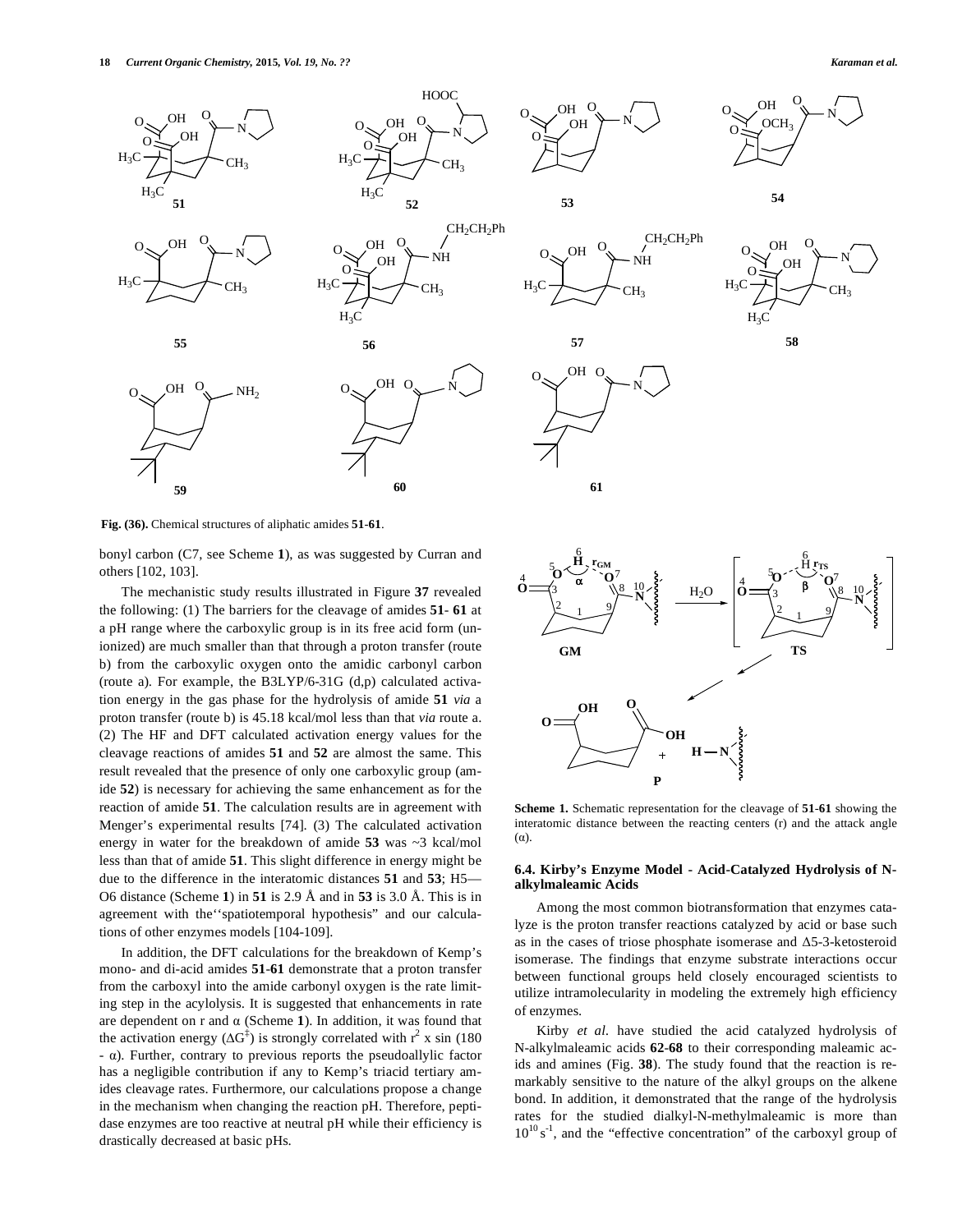**Fig. (36).** Chemical structures of aliphatic amides **51**-**61**.

bonyl carbon (C7, see Scheme **1**), as was suggested by Curran and others [102, 103].

The mechanistic study results illustrated in Figure **37** revealed the following: (1) The barriers for the cleavage of amides **51**- **61** at a pH range where the carboxylic group is in its free acid form (unionized) are much smaller than that through a proton transfer (route b) from the carboxylic oxygen onto the amidic carbonyl carbon (route a). For example, the B3LYP/6-31G (d,p) calculated activation energy in the gas phase for the hydrolysis of amide **51** *via* a proton transfer (route b) is 45.18 kcal/mol less than that *via* route a. (2) The HF and DFT calculated activation energy values for the cleavage reactions of amides **51** and **52** are almost the same. This result revealed that the presence of only one carboxylic group (amide **52**) is necessary for achieving the same enhancement as for the reaction of amide **51**. The calculation results are in agreement with Menger's experimental results [74]. (3) The calculated activation energy in water for the breakdown of amide **53** was ~3 kcal/mol less than that of amide **51**. This slight difference in energy might be due to the difference in the interatomic distances **51** and **53**; H5—O6 distance (Scheme **1**) in **51** is 2.9 Å and in **53** is 3.0 Å. This is in agreement with the''spatiotemporal hypothesis" and our calculations of other enzymes models [104-109].

In addition, the DFT calculations for the breakdown of Kemp's mono- and di-acid amides **51**-**61** demonstrate that a proton transfer from the carboxyl into the amide carbonyl oxygen is the rate limiting step in the acylolysis. It is suggested that enhancements in rate are dependent on r and α (Scheme **1**). In addition, it was found that the activation energy ($\Delta G^{\ddagger}$) is strongly correlated with $r^2$ x sin (180 - α). Further, contrary to previous reports the pseudoallylic factor has a negligible contribution if any to Kemp's triacid tertiary amides cleavage rates. Furthermore, our calculations propose a change in the mechanism when changing the reaction pH. Therefore, peptidase enzymes are too reactive at neutral pH while their efficiency is drastically decreased at basic pHs.

**Scheme 1.** Schematic representation for the cleavage of **51**-**61** showing the interatomic distance between the reacting centers (r) and the attack angle (α).

### 6.4. Kirby's Enzyme Model - Acid-Catalyzed Hydrolysis of N-alkylmaleamic Acids

Among the most common biotransformation that enzymes catalyze is the proton transfer reactions catalyzed by acid or base such as in the cases of triose phosphate isomerase and Δ5-3-ketosteroid isomerase. The findings that enzyme substrate interactions occur between functional groups held closely encouraged scientists to utilize intramolecularity in modeling the extremely high efficiency of enzymes.

Kirby *et al*. have studied the acid catalyzed hydrolysis of N-alkylmaleamic acids **62**-**68** to their corresponding maleamic acids and amines (Fig. **38**). The study found that the reaction is remarkably sensitive to the nature of the alkyl groups on the alkene bond. In addition, it demonstrated that the range of the hydrolysis rates for the studied dialkyl-N-methylmaleamic is more than $10^{10}$ $s^{-1}$, and the "effective concentration" of the carboxyl group of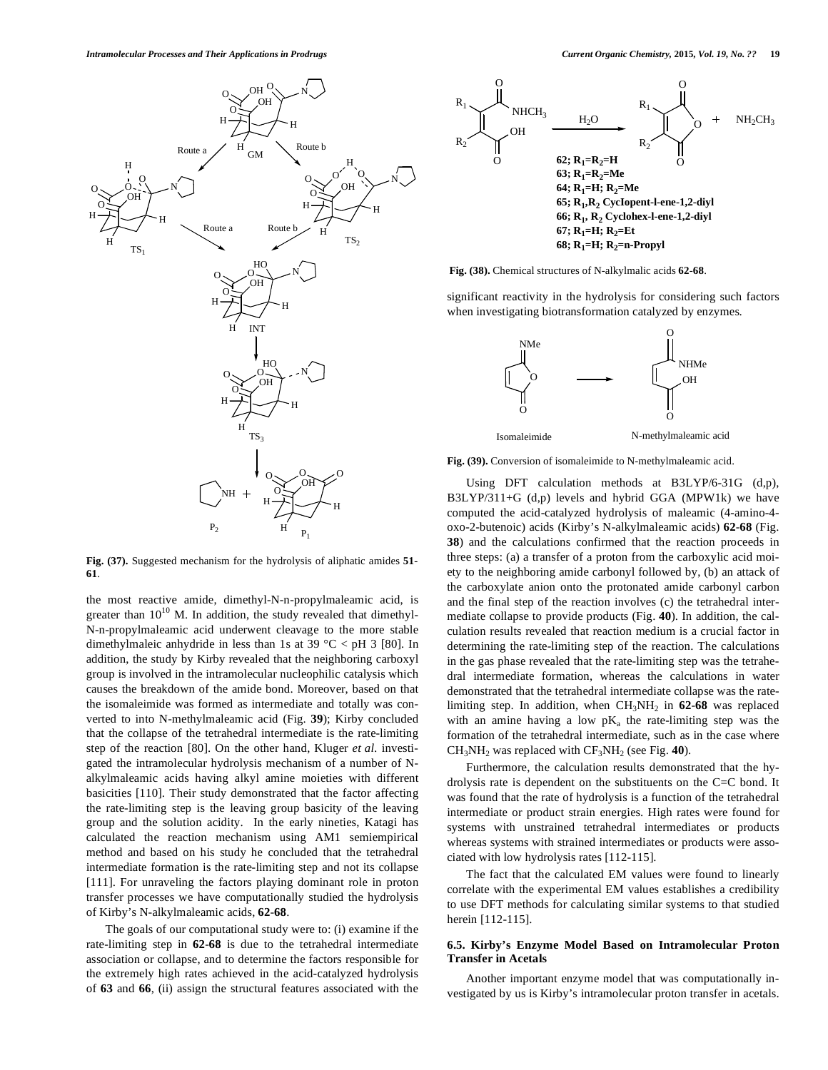**Fig. (37).** Suggested mechanism for the hydrolysis of aliphatic amides **51**-**61**.

the most reactive amide, dimethyl-N-n-propylmaleamic acid, is greater than $10^{10}$ M. In addition, the study revealed that dimethyl-N-n-propylmaleamic acid underwent cleavage to the more stable dimethylmaleic anhydride in less than 1s at 39 °C < pH 3 [80]. In addition, the study by Kirby revealed that the neighboring carboxyl group is involved in the intramolecular nucleophilic catalysis which causes the breakdown of the amide bond. Moreover, based on that the isomaleimide was formed as intermediate and totally was converted to into N-methylmaleamic acid (Fig. **39**); Kirby concluded that the collapse of the tetrahedral intermediate is the rate-limiting step of the reaction [80]. On the other hand, Kluger *et al*. investigated the intramolecular hydrolysis mechanism of a number of N-alkylmaleamic acids having alkyl amine moieties with different basicities [110]. Their study demonstrated that the factor affecting the rate-limiting step is the leaving group basicity of the leaving group and the solution acidity. In the early nineties, Katagi has calculated the reaction mechanism using AM1 semiempirical method and based on his study he concluded that the tetrahedral intermediate formation is the rate-limiting step and not its collapse [111]. For unraveling the factors playing dominant role in proton transfer processes we have computationally studied the hydrolysis of Kirby's N-alkylmaleamic acids, **62**-**68**.

The goals of our computational study were to: (i) examine if the rate-limiting step in **62**-**68** is due to the tetrahedral intermediate association or collapse, and to determine the factors responsible for the extremely high rates achieved in the acid-catalyzed hydrolysis of **63** and **66**, (ii) assign the structural features associated with the

**62; $R_1$=$R_2$=H**
**63; $R_1$=$R_2$=Me**
**64; $R_1$=H; $R_2$=Me**
**65; $R_1$,$R_2$ Cyclopent-l-ene-1,2-diyl**
**66; $R_1$, $R_2$ Cyclohex-l-ene-1,2-diyl**
**67; $R_1$=H; $R_2$=Et**
**68; $R_1$=H; $R_2$=n-Propyl**

**Fig. (38).** Chemical structures of N-alkylmalic acids **62**-**68**.

significant reactivity in the hydrolysis for considering such factors when investigating biotransformation catalyzed by enzymes.

**Fig. (39).** Conversion of isomaleimide to N-methylmaleamic acid.

Using DFT calculation methods at B3LYP/6-31G (d,p), B3LYP/311+G (d,p) levels and hybrid GGA (MPW1k) we have computed the acid-catalyzed hydrolysis of maleamic (4-amino-4-oxo-2-butenoic) acids (Kirby's N-alkylmaleamic acids) **62**-**68** (Fig. **38**) and the calculations confirmed that the reaction proceeds in three steps: (a) a transfer of a proton from the carboxylic acid moiety to the neighboring amide carbonyl followed by, (b) an attack of the carboxylate anion onto the protonated amide carbonyl carbon and the final step of the reaction involves (c) the tetrahedral intermediate collapse to provide products (Fig. **40**). In addition, the calculation results revealed that reaction medium is a crucial factor in determining the rate-limiting step of the reaction. The calculations in the gas phase revealed that the rate-limiting step was the tetrahedral intermediate formation, whereas the calculations in water demonstrated that the tetrahedral intermediate collapse was the rate-limiting step. In addition, when $CH_3NH_2$ in **62**-**68** was replaced with an amine having a low $pK_a$ the rate-limiting step was the formation of the tetrahedral intermediate, such as in the case where $CH_3NH_2$ was replaced with $CF_3NH_2$ (see Fig. **40**).

Furthermore, the calculation results demonstrated that the hydrolysis rate is dependent on the substituents on the C=C bond. It was found that the rate of hydrolysis is a function of the tetrahedral intermediate or product strain energies. High rates were found for systems with unstrained tetrahedral intermediates or products whereas systems with strained intermediates or products were associated with low hydrolysis rates [112-115].

The fact that the calculated EM values were found to linearly correlate with the experimental EM values establishes a credibility to use DFT methods for calculating similar systems to that studied herein [112-115].

### 6.5. Kirby's Enzyme Model Based on Intramolecular Proton Transfer in Acetals

Another important enzyme model that was computationally investigated by us is Kirby's intramolecular proton transfer in acetals.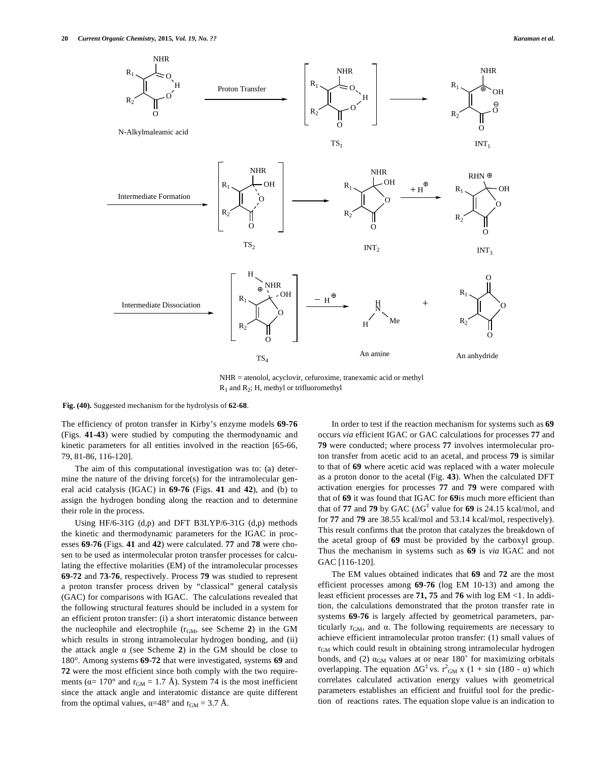NHR = atenolol, acyclovir, cefuroxime, tranexamic acid or methyl
$R_1$ and $R_2$; H, methyl or trifluoromethyl

**Fig. (40).** Suggested mechanism for the hydrolysis of **62-68**.

The efficiency of proton transfer in Kirby's enzyme models **69-76** (Figs. **41-43**) were studied by computing the thermodynamic and kinetic parameters for all entities involved in the reaction [65-66, 79, 81-86, 116-120].

The aim of this computational investigation was to: (a) determine the nature of the driving force(s) for the intramolecular general acid catalysis (IGAC) in **69-76** (Figs. **41** and **42**), and (b) to assign the hydrogen bonding along the reaction and to determine their role in the process.

Using HF/6-31G (d,p) and DFT B3LYP/6-31G (d,p) methods the kinetic and thermodynamic parameters for the IGAC in processes **69-76** (Figs. **41** and **42**) were calculated. **77** and **78** were chosen to be used as intermolecular proton transfer processes for calculating the effective molarities (EM) of the intramolecular processes **69-72** and **73-76**, respectively. Process **79** was studied to represent a proton transfer process driven by "classical" general catalysis (GAC) for comparisons with IGAC. The calculations revealed that the following structural features should be included in a system for an efficient proton transfer: (i) a short interatomic distance between the nucleophile and electrophile ($r_{GM}$, see Scheme **2**) in the GM which results in strong intramolecular hydrogen bonding, and (ii) the attack angle α (see Scheme **2**) in the GM should be close to 180°. Among systems **69-72** that were investigated, systems **69** and **72** were the most efficient since both comply with the two requirements (α= 170° and $r_{GM}$ = 1.7 Å). System 74 is the most inefficient since the attack angle and interatomic distance are quite different from the optimal values, α=48° and $r_{GM}$ = 3.7 Å.

In order to test if the reaction mechanism for systems such as **69** occurs *via* efficient IGAC or GAC calculations for processes **77** and **79** were conducted; where process **77** involves intermolecular proton transfer from acetic acid to an acetal, and process **79** is similar to that of **69** where acetic acid was replaced with a water molecule as a proton donor to the acetal (Fig. **43**). When the calculated DFT activation energies for processes **77** and **79** were compared with that of **69** it was found that IGAC for **69**is much more efficient than that of **77** and **79** by GAC ($\Delta G^{\ddagger}$ value for **69** is 24.15 kcal/mol, and for **77** and **79** are 38.55 kcal/mol and 53.14 kcal/mol, respectively). This result confirms that the proton that catalyzes the breakdown of the acetal group of **69** must be provided by the carboxyl group. Thus the mechanism in systems such as **69** is *via* IGAC and not GAC [116-120].

The EM values obtained indicates that **69** and **72** are the most efficient processes among **69-76** (log EM 10-13) and among the least efficient processes are **71, 75** and **76** with log EM <1. In addition, the calculations demonstrated that the proton transfer rate in systems **69-76** is largely affected by geometrical parameters, particularly $r_{GM}$, and α. The following requirements are necessary to achieve efficient intramolecular proton transfer: (1) small values of $r_{GM}$ which could result in obtaining strong intramolecular hydrogen bonds, and (2) $\alpha_{GM}$ values at or near 180˚ for maximizing orbitals overlapping. The equation $\Delta G^{\ddagger}$ vs. $r^2_{GM}$ x (1 + sin (180 - α) which correlates calculated activation energy values with geometrical parameters establishes an efficient and fruitful tool for the prediction of reactions rates. The equation slope value is an indication to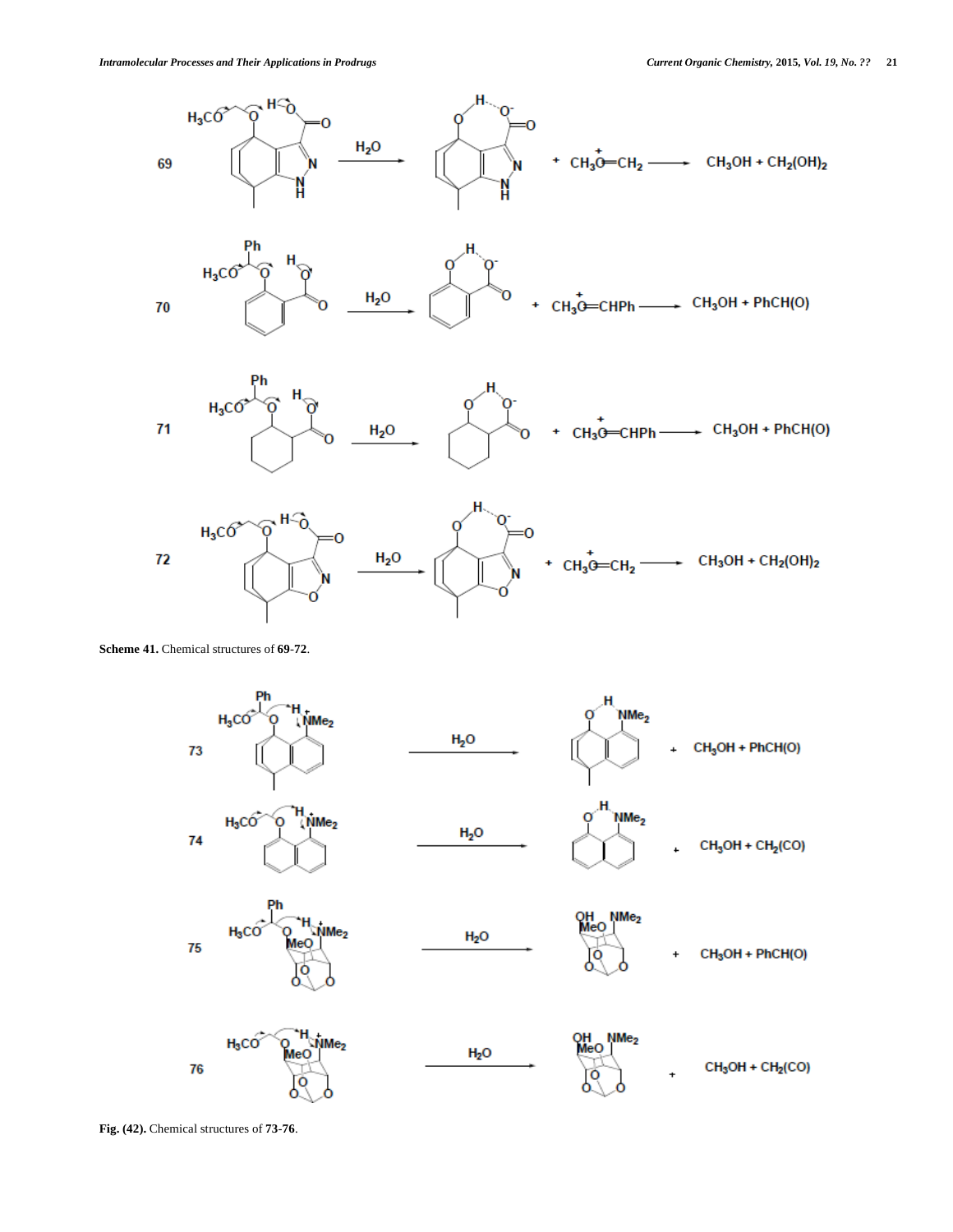**Scheme 41.** Chemical structures of **69**-**72**.

**Fig. (42).** Chemical structures of **73**-**76**.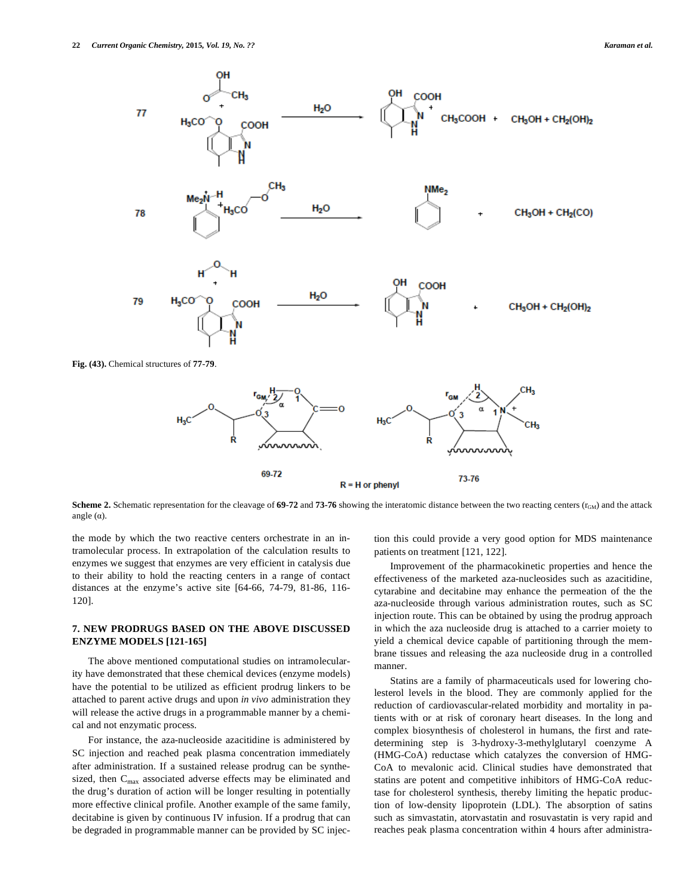**Fig. (43).** Chemical structures of **77-79**.

**Scheme 2.** Schematic representation for the cleavage of **69-72** and **73-76** showing the interatomic distance between the two reacting centers ($r_{GM}$) and the attack angle ($\alpha$).

the mode by which the two reactive centers orchestrate in an intramolecular process. In extrapolation of the calculation results to enzymes we suggest that enzymes are very efficient in catalysis due to their ability to hold the reacting centers in a range of contact distances at the enzyme's active site [64-66, 74-79, 81-86, 116-120].

## 7. NEW PRODRUGS BASED ON THE ABOVE DISCUSSED ENZYME MODELS [121-165]

The above mentioned computational studies on intramolecularity have demonstrated that these chemical devices (enzyme models) have the potential to be utilized as efficient prodrug linkers to be attached to parent active drugs and upon *in vivo* administration they will release the active drugs in a programmable manner by a chemical and not enzymatic process.

For instance, the aza-nucleoside azacitidine is administered by SC injection and reached peak plasma concentration immediately after administration. If a sustained release prodrug can be synthesized, then $C_{max}$ associated adverse effects may be eliminated and the drug's duration of action will be longer resulting in potentially more effective clinical profile. Another example of the same family, decitabine is given by continuous IV infusion. If a prodrug that can be degraded in programmable manner can be provided by SC injection this could provide a very good option for MDS maintenance patients on treatment [121, 122].

Improvement of the pharmacokinetic properties and hence the effectiveness of the marketed aza-nucleosides such as azacitidine, cytarabine and decitabine may enhance the permeation of the the aza-nucleoside through various administration routes, such as SC injection route. This can be obtained by using the prodrug approach in which the aza nucleoside drug is attached to a carrier moiety to yield a chemical device capable of partitioning through the membrane tissues and releasing the aza nucleoside drug in a controlled manner.

Statins are a family of pharmaceuticals used for lowering cholesterol levels in the blood. They are commonly applied for the reduction of cardiovascular-related morbidity and mortality in patients with or at risk of coronary heart diseases. In the long and complex biosynthesis of cholesterol in humans, the first and rate-determining step is 3-hydroxy-3-methylglutaryl coenzyme A (HMG-CoA) reductase which catalyzes the conversion of HMG-CoA to mevalonic acid. Clinical studies have demonstrated that statins are potent and competitive inhibitors of HMG-CoA reductase for cholesterol synthesis, thereby limiting the hepatic production of low-density lipoprotein (LDL). The absorption of satins such as simvastatin, atorvastatin and rosuvastatin is very rapid and reaches peak plasma concentration within 4 hours after administra-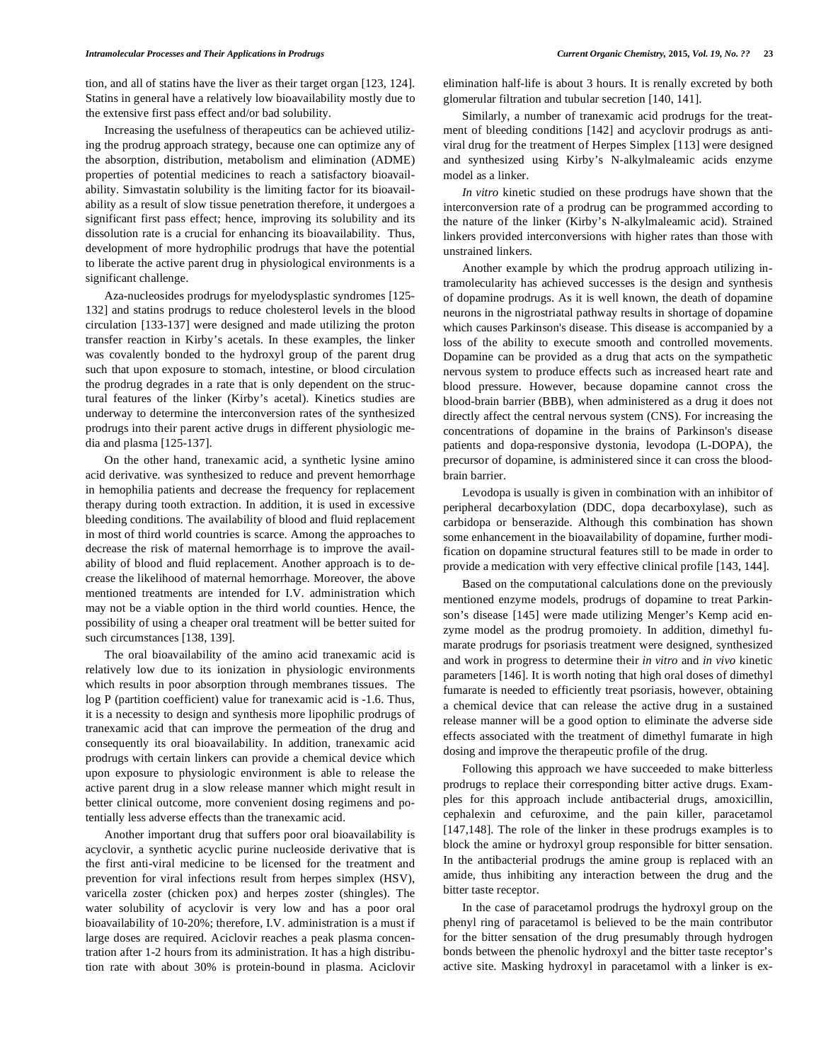tion, and all of statins have the liver as their target organ [123, 124]. Statins in general have a relatively low bioavailability mostly due to the extensive first pass effect and/or bad solubility.

Increasing the usefulness of therapeutics can be achieved utilizing the prodrug approach strategy, because one can optimize any of the absorption, distribution, metabolism and elimination (ADME) properties of potential medicines to reach a satisfactory bioavailability. Simvastatin solubility is the limiting factor for its bioavailability as a result of slow tissue penetration therefore, it undergoes a significant first pass effect; hence, improving its solubility and its dissolution rate is a crucial for enhancing its bioavailability. Thus, development of more hydrophilic prodrugs that have the potential to liberate the active parent drug in physiological environments is a significant challenge.

Aza-nucleosides prodrugs for myelodysplastic syndromes [125-132] and statins prodrugs to reduce cholesterol levels in the blood circulation [133-137] were designed and made utilizing the proton transfer reaction in Kirby's acetals. In these examples, the linker was covalently bonded to the hydroxyl group of the parent drug such that upon exposure to stomach, intestine, or blood circulation the prodrug degrades in a rate that is only dependent on the structural features of the linker (Kirby's acetal). Kinetics studies are underway to determine the interconversion rates of the synthesized prodrugs into their parent active drugs in different physiologic media and plasma [125-137].

On the other hand, tranexamic acid, a synthetic lysine amino acid derivative. was synthesized to reduce and prevent hemorrhage in hemophilia patients and decrease the frequency for replacement therapy during tooth extraction. In addition, it is used in excessive bleeding conditions. The availability of blood and fluid replacement in most of third world countries is scarce. Among the approaches to decrease the risk of maternal hemorrhage is to improve the availability of blood and fluid replacement. Another approach is to decrease the likelihood of maternal hemorrhage. Moreover, the above mentioned treatments are intended for I.V. administration which may not be a viable option in the third world counties. Hence, the possibility of using a cheaper oral treatment will be better suited for such circumstances [138, 139].

The oral bioavailability of the amino acid tranexamic acid is relatively low due to its ionization in physiologic environments which results in poor absorption through membranes tissues. The log P (partition coefficient) value for tranexamic acid is -1.6. Thus, it is a necessity to design and synthesis more lipophilic prodrugs of tranexamic acid that can improve the permeation of the drug and consequently its oral bioavailability. In addition, tranexamic acid prodrugs with certain linkers can provide a chemical device which upon exposure to physiologic environment is able to release the active parent drug in a slow release manner which might result in better clinical outcome, more convenient dosing regimens and potentially less adverse effects than the tranexamic acid.

Another important drug that suffers poor oral bioavailability is acyclovir, a synthetic acyclic purine nucleoside derivative that is the first anti-viral medicine to be licensed for the treatment and prevention for viral infections result from herpes simplex (HSV), varicella zoster (chicken pox) and herpes zoster (shingles). The water solubility of acyclovir is very low and has a poor oral bioavailability of 10-20%; therefore, I.V. administration is a must if large doses are required. Aciclovir reaches a peak plasma concentration after 1-2 hours from its administration. It has a high distribution rate with about 30% is protein-bound in plasma. Aciclovir elimination half-life is about 3 hours. It is renally excreted by both glomerular filtration and tubular secretion [140, 141].

Similarly, a number of tranexamic acid prodrugs for the treatment of bleeding conditions [142] and acyclovir prodrugs as antiviral drug for the treatment of Herpes Simplex [113] were designed and synthesized using Kirby's N-alkylmaleamic acids enzyme model as a linker.

*In vitro* kinetic studied on these prodrugs have shown that the interconversion rate of a prodrug can be programmed according to the nature of the linker (Kirby's N-alkylmaleamic acid). Strained linkers provided interconversions with higher rates than those with unstrained linkers.

Another example by which the prodrug approach utilizing intramolecularity has achieved successes is the design and synthesis of dopamine prodrugs. As it is well known, the death of dopamine neurons in the nigrostriatal pathway results in shortage of dopamine which causes Parkinson's disease. This disease is accompanied by a loss of the ability to execute smooth and controlled movements. Dopamine can be provided as a drug that acts on the sympathetic nervous system to produce effects such as increased heart rate and blood pressure. However, because dopamine cannot cross the blood-brain barrier (BBB), when administered as a drug it does not directly affect the central nervous system (CNS). For increasing the concentrations of dopamine in the brains of Parkinson's disease patients and dopa-responsive dystonia, levodopa (L-DOPA), the precursor of dopamine, is administered since it can cross the blood-brain barrier.

Levodopa is usually is given in combination with an inhibitor of peripheral decarboxylation (DDC, dopa decarboxylase), such as carbidopa or benserazide. Although this combination has shown some enhancement in the bioavailability of dopamine, further modification on dopamine structural features still to be made in order to provide a medication with very effective clinical profile [143, 144].

Based on the computational calculations done on the previously mentioned enzyme models, prodrugs of dopamine to treat Parkinson's disease [145] were made utilizing Menger's Kemp acid enzyme model as the prodrug promoiety. In addition, dimethyl fumarate prodrugs for psoriasis treatment were designed, synthesized and work in progress to determine their *in vitro* and *in vivo* kinetic parameters [146]. It is worth noting that high oral doses of dimethyl fumarate is needed to efficiently treat psoriasis, however, obtaining a chemical device that can release the active drug in a sustained release manner will be a good option to eliminate the adverse side effects associated with the treatment of dimethyl fumarate in high dosing and improve the therapeutic profile of the drug.

Following this approach we have succeeded to make bitterless prodrugs to replace their corresponding bitter active drugs. Examples for this approach include antibacterial drugs, amoxicillin, cephalexin and cefuroxime, and the pain killer, paracetamol [147,148]. The role of the linker in these prodrugs examples is to block the amine or hydroxyl group responsible for bitter sensation. In the antibacterial prodrugs the amine group is replaced with an amide, thus inhibiting any interaction between the drug and the bitter taste receptor.

In the case of paracetamol prodrugs the hydroxyl group on the phenyl ring of paracetamol is believed to be the main contributor for the bitter sensation of the drug presumably through hydrogen bonds between the phenolic hydroxyl and the bitter taste receptor's active site. Masking hydroxyl in paracetamol with a linker is ex-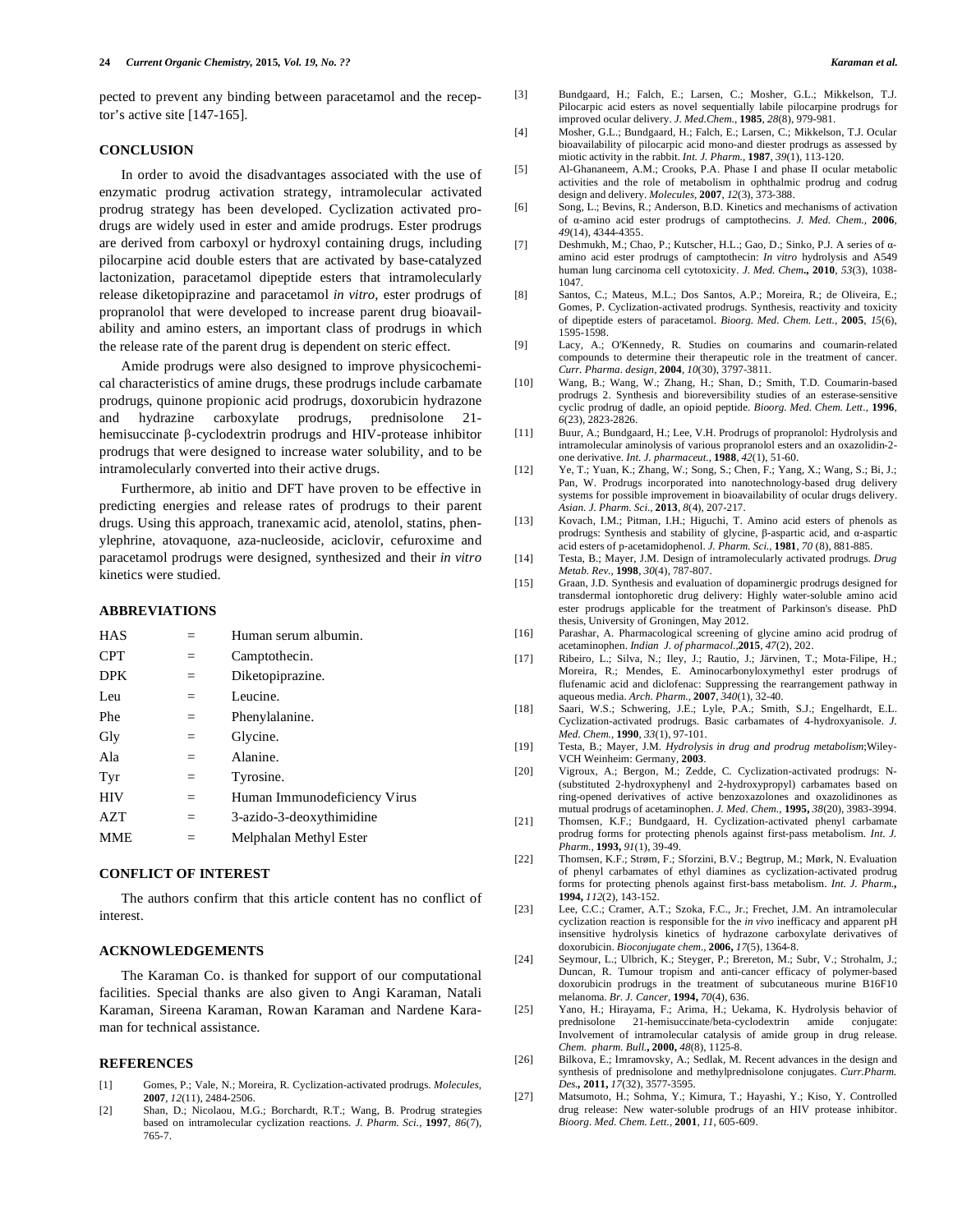pected to prevent any binding between paracetamol and the receptor's active site [147-165].

## CONCLUSION

In order to avoid the disadvantages associated with the use of enzymatic prodrug activation strategy, intramolecular activated prodrug strategy has been developed. Cyclization activated prodrugs are widely used in ester and amide prodrugs. Ester prodrugs are derived from carboxyl or hydroxyl containing drugs, including pilocarpine acid double esters that are activated by base-catalyzed lactonization, paracetamol dipeptide esters that intramolecularly release diketopiprazine and paracetamol *in vitro*, ester prodrugs of propranolol that were developed to increase parent drug bioavailability and amino esters, an important class of prodrugs in which the release rate of the parent drug is dependent on steric effect.

Amide prodrugs were also designed to improve physicochemical characteristics of amine drugs, these prodrugs include carbamate prodrugs, quinone propionic acid prodrugs, doxorubicin hydrazone and hydrazine carboxylate prodrugs, prednisolone 21-hemisuccinate β-cyclodextrin prodrugs and HIV-protease inhibitor prodrugs that were designed to increase water solubility, and to be intramolecularly converted into their active drugs.

Furthermore, ab initio and DFT have proven to be effective in predicting energies and release rates of prodrugs to their parent drugs. Using this approach, tranexamic acid, atenolol, statins, phenylephrine, atovaquone, aza-nucleoside, aciclovir, cefuroxime and paracetamol prodrugs were designed, synthesized and their *in vitro* kinetics were studied.

## ABBREVIATIONS

| | | |
|---|---|---|
| HAS | = | Human serum albumin. |
| CPT | = | Camptothecin. |
| DPK | = | Diketopiprazine. |
| Leu | = | Leucine. |
| Phe | = | Phenylalanine. |
| Gly | = | Glycine. |
| Ala | = | Alanine. |
| Tyr | = | Tyrosine. |
| HIV | = | Human Immunodeficiency Virus |
| AZT | = | 3-azido-3-deoxythimidine |
| MME | = | Melphalan Methyl Ester |

## CONFLICT OF INTEREST

The authors confirm that this article content has no conflict of interest.

## ACKNOWLEDGEMENTS

The Karaman Co. is thanked for support of our computational facilities. Special thanks are also given to Angi Karaman, Natali Karaman, Sireena Karaman, Rowan Karaman and Nardene Karaman for technical assistance.

## REFERENCES

[1] Gomes, P.; Vale, N.; Moreira, R. Cyclization-activated prodrugs. *Molecules*, **2007**, *12*(11), 2484-2506.

[2] Shan, D.; Nicolaou, M.G.; Borchardt, R.T.; Wang, B. Prodrug strategies based on intramolecular cyclization reactions. *J. Pharm. Sci.*, **1997**, *86*(7), 765-7.

[3] Bundgaard, H.; Falch, E.; Larsen, C.; Mosher, G.L.; Mikkelson, T.J. Pilocarpic acid esters as novel sequentially labile pilocarpine prodrugs for improved ocular delivery. *J. Med.Chem.*, **1985**, *28*(8), 979-981.

[4] Mosher, G.L.; Bundgaard, H.; Falch, E.; Larsen, C.; Mikkelson, T.J. Ocular bioavailability of pilocarpic acid mono-and diester prodrugs as assessed by miotic activity in the rabbit. *Int. J. Pharm.*, **1987**, *39*(1), 113-120.

[5] Al-Ghananeem, A.M.; Crooks, P.A. Phase I and phase II ocular metabolic activities and the role of metabolism in ophthalmic prodrug and codrug design and delivery. *Molecules*, **2007**, *12*(3), 373-388.

[6] Song, L.; Bevins, R.; Anderson, B.D. Kinetics and mechanisms of activation of α-amino acid ester prodrugs of camptothecins. *J. Med. Chem.*, **2006**, *49*(14), 4344-4355.

[7] Deshmukh, M.; Chao, P.; Kutscher, H.L.; Gao, D.; Sinko, P.J. A series of α-amino acid ester prodrugs of camptothecin: *In vitro* hydrolysis and A549 human lung carcinoma cell cytotoxicity. *J. Med. Chem*., **2010**, *53*(3), 1038-1047.

[8] Santos, C.; Mateus, M.L.; Dos Santos, A.P.; Moreira, R.; de Oliveira, E.; Gomes, P. Cyclization-activated prodrugs. Synthesis, reactivity and toxicity of dipeptide esters of paracetamol. *Bioorg. Med. Chem. Lett.*, **2005**, *15*(6), 1595-1598.

[9] Lacy, A.; O'Kennedy, R. Studies on coumarins and coumarin-related compounds to determine their therapeutic role in the treatment of cancer. *Curr. Pharma. design*, **2004**, *10*(30), 3797-3811.

[10] Wang, B.; Wang, W.; Zhang, H.; Shan, D.; Smith, T.D. Coumarin-based prodrugs 2. Synthesis and bioreversibility studies of an esterase-sensitive cyclic prodrug of dadle, an opioid peptide. *Bioorg. Med. Chem. Lett.*, **1996**, *6*(23), 2823-2826.

[11] Buur, A.; Bundgaard, H.; Lee, V.H. Prodrugs of propranolol: Hydrolysis and intramolecular aminolysis of various propranolol esters and an oxazolidin-2-one derivative. *Int. J. pharmaceut.*, **1988**, *42*(1), 51-60.

[12] Ye, T.; Yuan, K.; Zhang, W.; Song, S.; Chen, F.; Yang, X.; Wang, S.; Bi, J.; Pan, W. Prodrugs incorporated into nanotechnology-based drug delivery systems for possible improvement in bioavailability of ocular drugs delivery. *Asian. J. Pharm. Sci.*, **2013**, *8*(4), 207-217.

[13] Kovach, I.M.; Pitman, I.H.; Higuchi, T. Amino acid esters of phenols as prodrugs: Synthesis and stability of glycine, β-aspartic acid, and α-aspartic acid esters of p-acetamidophenol. *J. Pharm. Sci.*, **1981**, *70* (8), 881-885.

[14] Testa, B.; Mayer, J.M. Design of intramolecularly activated prodrugs. *Drug Metab. Rev.*, **1998**, *30*(4), 787-807.

[15] Graan, J.D. Synthesis and evaluation of dopaminergic prodrugs designed for transdermal iontophoretic drug delivery: Highly water-soluble amino acid ester prodrugs applicable for the treatment of Parkinson's disease. PhD thesis, University of Groningen, May 2012.

[16] Parashar, A. Pharmacological screening of glycine amino acid prodrug of acetaminophen. *Indian J. of pharmacol.*,**2015**, *47*(2), 202.

[17] Ribeiro, L.; Silva, N.; Iley, J.; Rautio, J.; Järvinen, T.; Mota-Filipe, H.; Moreira, R.; Mendes, E. Aminocarbonyloxymethyl ester prodrugs of flufenamic acid and diclofenac: Suppressing the rearrangement pathway in aqueous media. *Arch. Pharm.*, **2007**, *340*(1), 32-40.

[18] Saari, W.S.; Schwering, J.E.; Lyle, P.A.; Smith, S.J.; Engelhardt, E.L. Cyclization-activated prodrugs. Basic carbamates of 4-hydroxyanisole. *J. Med. Chem.*, **1990**, *33*(1), 97-101.

[19] Testa, B.; Mayer, J.M. *Hydrolysis in drug and prodrug metabolism*;Wiley-VCH Weinheim: Germany, **2003**.

[20] Vigroux, A.; Bergon, M.; Zedde, C. Cyclization-activated prodrugs: N-(substituted 2-hydroxyphenyl and 2-hydroxypropyl) carbamates based on ring-opened derivatives of active benzoxazolones and oxazolidinones as mutual prodrugs of acetaminophen. *J. Med. Chem.*, **1995,** *38*(20), 3983-3994.

[21] Thomsen, K.F.; Bundgaard, H. Cyclization-activated phenyl carbamate prodrug forms for protecting phenols against first-pass metabolism. *Int. J. Pharm.*, **1993,** *91*(1), 39-49.

[22] Thomsen, K.F.; Strøm, F.; Sforzini, B.V.; Begtrup, M.; Mørk, N. Evaluation of phenyl carbamates of ethyl diamines as cyclization-activated prodrug forms for protecting phenols against first-bass metabolism. *Int. J. Pharm.*, **1994,** *112*(2), 143-152.

[23] Lee, C.C.; Cramer, A.T.; Szoka, F.C., Jr.; Frechet, J.M. An intramolecular cyclization reaction is responsible for the *in vivo* inefficacy and apparent pH insensitive hydrolysis kinetics of hydrazone carboxylate derivatives of doxorubicin. *Bioconjugate chem.*, **2006,** *17*(5), 1364-8.

[24] Seymour, L.; Ulbrich, K.; Steyger, P.; Brereton, M.; Subr, V.; Strohalm, J.; Duncan, R. Tumour tropism and anti-cancer efficacy of polymer-based doxorubicin prodrugs in the treatment of subcutaneous murine B16F10 melanoma. *Br. J. Cancer*, **1994,** *70*(4), 636.

[25] Yano, H.; Hirayama, F.; Arima, H.; Uekama, K. Hydrolysis behavior of prednisolone 21-hemisuccinate/beta-cyclodextrin amide conjugate: Involvement of intramolecular catalysis of amide group in drug release. *Chem. pharm. Bull*., **2000,** *48*(8), 1125-8.

[26] Bilkova, E.; Imramovsky, A.; Sedlak, M. Recent advances in the design and synthesis of prednisolone and methylprednisolone conjugates. *Curr.Pharm. Des*., **2011,** *17*(32), 3577-3595.

[27] Matsumoto, H.; Sohma, Y.; Kimura, T.; Hayashi, Y.; Kiso, Y. Controlled drug release: New water-soluble prodrugs of an HIV protease inhibitor. *Bioorg. Med. Chem. Lett.*, **2001**, *11*, 605-609.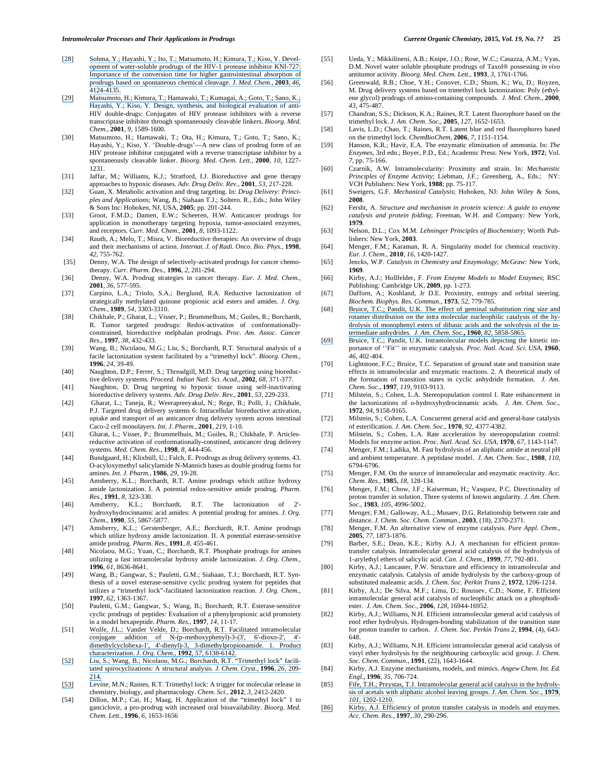[28] Sohma, Y.; Hayashi, Y.; Ito, T.; Matsumoto, H.; Kimura, T.; Kiso, Y. Development of water-soluble prodrugs of the HIV-1 protease inhibitor KNI-727: Importance of the conversion time for higher gastrointestinal absorption of prodrugs based on spontaneous chemical cleavage. *J. Med. Chem.*, **2003**, *46*, 4124-4135.

[29] Matsumoto, H.; Kimura, T.; Hamawaki, T.; Kumagai, A.; Goto, T.; Sano, K.; Hayashi, Y.; Kiso, Y. Design, synthesis, and biological evaluation of anti-HIV double-drugs: Conjugates of HIV protease inhibitors with a reverse transcriptase inhibitor through spontaneously cleavable linkers. *Bioorg. Med. Chem.*, **2001**, *9*, 1589-1600.

[30] Matsumoto, H.; Hamawaki, T.; Ota, H.; Kimura, T.; Goto, T.; Sano, K.; Hayashi, Y.; Kiso, Y. 'Double-drugs'—A new class of prodrug form of an HIV protease inhibitor conjugated with a reverse transcriptase inhibitor by a spontaneously cleavable linker. *Bioorg. Med. Chem. Lett.*, **2000**, *10*, 1227-1231.

[31] Jaffar, M.; Williams, K.J.; Stratford, I.J. Bioreductive and gene therapy approaches to hypoxic diseases. *Adv. Drug Deliv. Rev.*, **2001**, *53*, 217-228.

[32] Guan, X. Metabolic activation and drug targeting. In: *Drug Delivery: Principles and Applications;* Wang, B.; Siahaan T.J.; Soltero. R., Eds.; John Wiley & Sons Inc: Hoboken, NJ, USA, **2005**; pp. 201-244.

[33] Groot, F.M.D.; Damen, E.W.; Scheeren, H.W. Anticancer prodrugs for application in monotherapy targeting hypoxia, tumor-associated enzymes, and receptors. *Curr. Med. Chem.*, **2001**, *8*, 1093-1122.

[34] Rauth, A.; Melo, T.; Misra, V. Bioreductive therapies: An overview of drugs and their mechanisms of action. *Internat. J. of Radi. Onco. Bio. Phys.*, **1998**, *42*, 755-762.

[35] Denny, W.A. The design of selectively-activated prodrugs for cancer chemotherapy. *Curr. Pharm. Des.*, **1996**, *2*, 281-294.

[36] Denny, W.A. Prodrug strategies in cancer therapy. *Eur. J. Med. Chem.*, **2001**, *36*, 577-595.

[37] Carpino, L.A.; Triolo, S.A.; Berglund, R.A. Reductive lactonization of strategically methylated quinone propionic acid esters and amides. *J. Org. Chem.*, **1989**, *54*, 3303-3310.

[38] Chikhale, P.; Gharat, L.; Visser, P.; Brummelhuis, M.; Guiles, R.; Borchardt, R. Tumor targeted prodrugs: Redox-activation of conformationally-constrained, bioreductive melphalan prodrugs. *Proc. Am. Assoc. Cancer Res.*, **1997**, *38*, 432-433.

[39] Wang, B.; Nicolaou, M.G.; Liu, S.; Borchardt, R.T. Structural analysis of a facile lactonization system facilitated by a "trimethyl lock". *Bioorg. Chem.*, **1996**, *24*, 39-49.

[40] Naughton, D.P.; Ferrer, S.; Threadgill, M.D. Drug targeting using bioreductive delivery systems. *Proceed. Indian Natl. Sci. Acad.*, **2002**, *68*, 371-377.

[41] Naughton, D. Drug targeting to hypoxic tissue using self-inactivating bioreductive delivery systems. *Adv. Drug Deliv. Rev.*, **2001**, *53*, 229-233.

[42] Gharat, L.; Taneja, R.; Weerapreeyakul, N.; Rege, B.; Polli, J.; Chikhale, P.J. Targeted drug delivery systems 6: Intracellular bioreductive activation, uptake and transport of an anticancer drug delivery system across intestinal Caco-2 cell monolayers. *Int. J. Pharm.*, **2001**, *219*, 1-10.

[43] Gharat, L.; Visser, P.; Brummelhuis, M.; Guiles, R.; Chikhale, P. Articles-reductive activation of conformationally-constined, anticancer drug delivery systems. *Med. Chem. Res.*, **1998**, *8*, 444-456.

[44] Bundgaard, H.; Klixbüll, U.; Falch, E. Prodrugs as drug delivery systems. 43. O-acyloxymethyl salicylamide N-Mannich bases as double prodrug forms for amines. *Int. J. Pharm.*, **1986**, *29*, 19-28.

[45] Amsberry, K.L.; Borchardt, R.T. Amine prodrugs which utilize hydroxy amide lactonization. I. A potential redox-sensitive amide prodrug. *Pharm. Res.*, **1991**, *8*, 323-330.

[46] Amsberry, K.L.; Borchardt, R.T. The lactonization of 2'-hydroxyhydrocinnamic acid amides: A potential prodrug for amines. *J. Org. Chem.*, **1990**, *55*, 5867-5877.

[47] Amsberry, K.L.; Gerstenberger, A.E.; Borchardt, R.T. Amine prodrugs which utilize hydroxy amide lactonization. II. A potential esterase-sensitive amide prodrug. *Pharm. Res.*, **1991**, *8*, 455-461.

[48] Nicolaou, M.G.; Yuan, C.; Borchardt, R.T. Phosphate prodrugs for amines utilizing a fast intramolecular hydroxy amide lactonization. *J. Org. Chem.*, **1996**, *61*, 8636-8641.

[49] Wang, B.; Gangwar, S.; Pauletti, G.M.; Siahaan, T.J.; Borchardt, R.T. Synthesis of a novel esterase-sensitive cyclic prodrug system for peptides that utilizes a "trimethyl lock"-facilitated lactonization reaction. *J. Org. Chem.*, **1997**, *62*, 1363-1367.

[50] Pauletti, G.M.; Gangwar, S.; Wang, B.; Borchardt, R.T. Esterase-sensitive cyclic prodrugs of peptides: Evaluation of a phenylpropionic acid promoiety in a model hexapeptide. *Pharm. Res.*, **1997**, *14*, 11-17.

[51] Wolfe, J.L.; Vander Velde, D.; Borchardt, R.T. Facilitated intramolecular conjugate addition of N-(p-methoxyphenyl)-3-(3', 6'-dioxo-2', 4'-dimethylcyclohexa-1', 4'-dienyl)-3, 3-dimethylpropionamide. 1. Product characterization. *J. Org. Chem.*, **1992**, *57*, 6138-6142.

[52] Liu, S.; Wang, B.; Nicolaou, M.G.; Borchardt, R.T. "Trimethyl lock" facilitated spirocyclizations: A structural analysis. *J. Chem. Cryst.*, **1996**, *26*, 209-214.

[53] Levine, M.N.; Raines, R.T. Trimethyl lock: A trigger for molecular release in chemistry, biology, and pharmacology. *Chem. Sci.*, **2012**, *3*, 2412-2420.

[54] Dillon, M.P.; Cai, H.; Maag, H. Application of the "trimethyl lock" 1 to ganciclovir, a pro-prodrug with increased oral bioavailability. *Bioorg. Med. Chem. Lett.*, **1996**, *6*, 1653-1656

[55] Ueda, Y.; Mikkilineni, A.B.; Knipe, J.O.; Rose, W.C.; Casazza, A.M.; Vyas, D.M. Novel water soluble phosphate prodrugs of Taxol® possessing *in vivo* antitumor activity. *Bioorg. Med. Chem. Lett.*, **1993**, *3*, 1761-1766.

[56] Greenwald, R.B.; Choe, Y.H.; Conover, C.D.; Shum, K.; Wu, D.; Royzen, M. Drug delivery systems based on trimethyl lock lactonization: Poly (ethylene glycol) prodrugs of amino-containing compounds. *J. Med. Chem.*, **2000**, *43*, 475-487.

[57] Chandran, S.S.; Dickson, K.A.; Raines, R.T. Latent fluorophore based on the trimethyl lock. *J. Am. Chem. Soc.*, **2005**, *127*, 1652-1653.

[58] Lavis, L.D.; Chao, T.; Raines, R.T. Latent blue and red fluorophores based on the trimethyl lock. *ChemBioChem*, **2006**, *7*, 1151-1154.

[59] Hanson, K.R.; Havir, E.A. The enzymatic elimination of ammonia. In: *The Enzymes*, 3rd edn.; Boyer, P.D., Ed.; Academic Press: New York, **1972**; Vol. *7*, pp. 75-166.

[60] Czarnik, A.W. Intramolecularity: Proximity and strain. In: *Mechanistic Principles of Enzyme Activity*; Liebman, J.F.; Greenberg, A., Eds.; NY: VCH Publishers: New York, **1988**; pp. 75-117.

[61] Sweigers, G.F. *Mechanical Catalysis*; Hoboken, NJ: John Wiley & Sons, **2008**.

[62] Fersht, A. *Structure and mechanism in protein science: A guide to enzyme catalysis and protein folding*; Freeman, W.H. and Company: New York, **1979**.

[63] Nelson, D.L.; Cox M.M. *Lehninger Principles of Biochemistry*; Worth Publishers: New York, **2003**.

[64] Menger, F.M.; Karaman, R. A. Singularity model for chemical reactivity. *Eur. J. Chem.*, **2010**, *16*, 1420-1427.

[65] Jencks, W.P. *Catalysis in Chemistry and Enzymology*; McGraw: New York, **1969**.

[66] Kirby, A.J.; Hollfelder, F. *From Enzyme Models to Model Enzymes*; RSC Publishing: Cambridge UK, **2009**, pp. 1-273.

[67] Dafforn, A.; Koshland, Jr D.E. Proximity, entropy and orbital steering. *Biochem. Biophys. Res. Commun.*, **1973**, *52*, 779-785.

[68] Bruice, T.C.; Pandit, U.K. The effect of geminal substitution ring size and rotamer distribution on the intra molecular nucleophilic catalysis of the hydrolysis of monophenyl esters of dibasic acids and the solvolysis of the intermediate anhydrides. *J. Am. Chem. Soc.*, **1960**, *82*, 5858-5865.

[69] Bruice, T.C.; Pandit, U.K. Intramolecular models depicting the kinetic importance of ''Fit'' in enzymatic catalysis. *Proc. Natl. Acad. Sci. USA*, **1960**, *46*, 402-404.

[70] Lightstone, F.C.; Bruice, T.C. Separation of ground state and transition state effects in intramolecular and enzymatic reactions. 2. A theoretical study of the formation of transition states in cyclic anhydride formation. *J. Am. Chem. Soc.*, **1997**, *119*, 9103-9113.

[71] Milstein, S.; Cohen, L.A. Stereopopulation control I. Rate enhancement in the lactonizations of o-hydroxyhydrocinnamic acids. *J. Am. Chem. Soc.*, **1972**, *94*, 9158-9165.

[72] Milstein, S.; Cohen, L.A. Concurrent general acid and general-base catalysis of esterification. *J. Am. Chem. Soc.*, **1970**, *92*, 4377-4382.

[73] Milstein, S.; Cohen, L.A. Rate acceleration by stereopopulation control: Models for enzyme action. *Proc. Natl. Acad. Sci. USA*, **1970**, *67*, 1143-1147.

[74] Menger, F.M.; Ladika, M. Fast hydrolysis of an aliphatic amide at neutral pH and ambient temperature. A peptidase model. *J. Am. Chem. Soc.*, **1988**, *110*, 6794-6796.

[75] Menger, F.M. On the source of intramolecular and enzymatic reactivity. *Acc. Chem. Res.*, **1985**, *18*, 128-134.

[76] Menger, F.M.; Chow, J.F.; Kaiserman, H.; Vasquez, P.C. Directionality of proton transfer in solution. Three systems of known angularity. *J. Am. Chem. Soc.*, **1983**, *105*, 4996-5002.

[77] Menger, F.M.; Galloway, A.L.; Musaev, D.G. Relationship between rate and distance. *J. Chem. Soc. Chem. Commun.*, **2003**, (18), 2370-2371.

[78] Menger, F.M. An alternative view of enzyme catalysis. *Pure Appl. Chem.*, **2005**, *77*, 1873-1876.

[79] Barber, S.E.; Dean, K.E.; Kirby A.J. A mechanism for efficient proton-transfer catalysis. Intramolecular general acid catalysis of the hydrolysis of 1-arylethyl ethers of salicylic acid. *Can. J. Chem.*, **1999**, *77*, 792-801.

[80] Kirby, A.J.; Lancaster, P.W. Structure and efficiency in intramolecular and enzymatic catalysis. Catalysis of amide hydrolysis by the carboxy-group of substituted maleamic acids. *J. Chem. Soc. Perkin Trans 2*, **1972**, 1206-1214.

[81] Kirby, A.J.; De Silva, M.F.; Lima, D.; Roussev, C.D.; Nome, F. Efficient intramolecular general acid catalysis of nucleophilic attack on a phosphodiester. *J. Am. Chem. Soc.*, **2006**, *128*, 16944-16952.

[82] Kirby, A.J.; Williams, N.H. Efficient intramolecular general acid catalysis of enol ether hydrolysis. Hydrogen-bonding stabilization of the transition state for proton transfer to carbon. *J. Chem. Soc. Perkin Trans 2*, **1994**, (4), 643-648.

[83] Kirby, A.J.; Williams, N.H. Efficient intramolecular general acid catalysis of vinyl ether hydrolysis by the neighbouring carboxylic acid group. *J. Chem. Soc. Chem. Commun.*, **1991**, (22), 1643-1644.

[84] Kirby, A.J. Enzyme mechanisms, models, and mimics. *Angew Chem. Int. Ed. Engl.*, **1996**, *35*, 706-724.

[85] Fife, T.H.; Przystas, T.J. Intramolecular general acid catalysis in the hydrolysis of acetals with aliphatic alcohol leaving groups. *J. Am. Chem. Soc.*, **1979**, *101*, 1202-1210.

[86] Kirby, A.J. Efficiency of proton transfer catalysis in models and enzymes. *Acc. Chem. Res.*, **1997**, *30*, 290-296.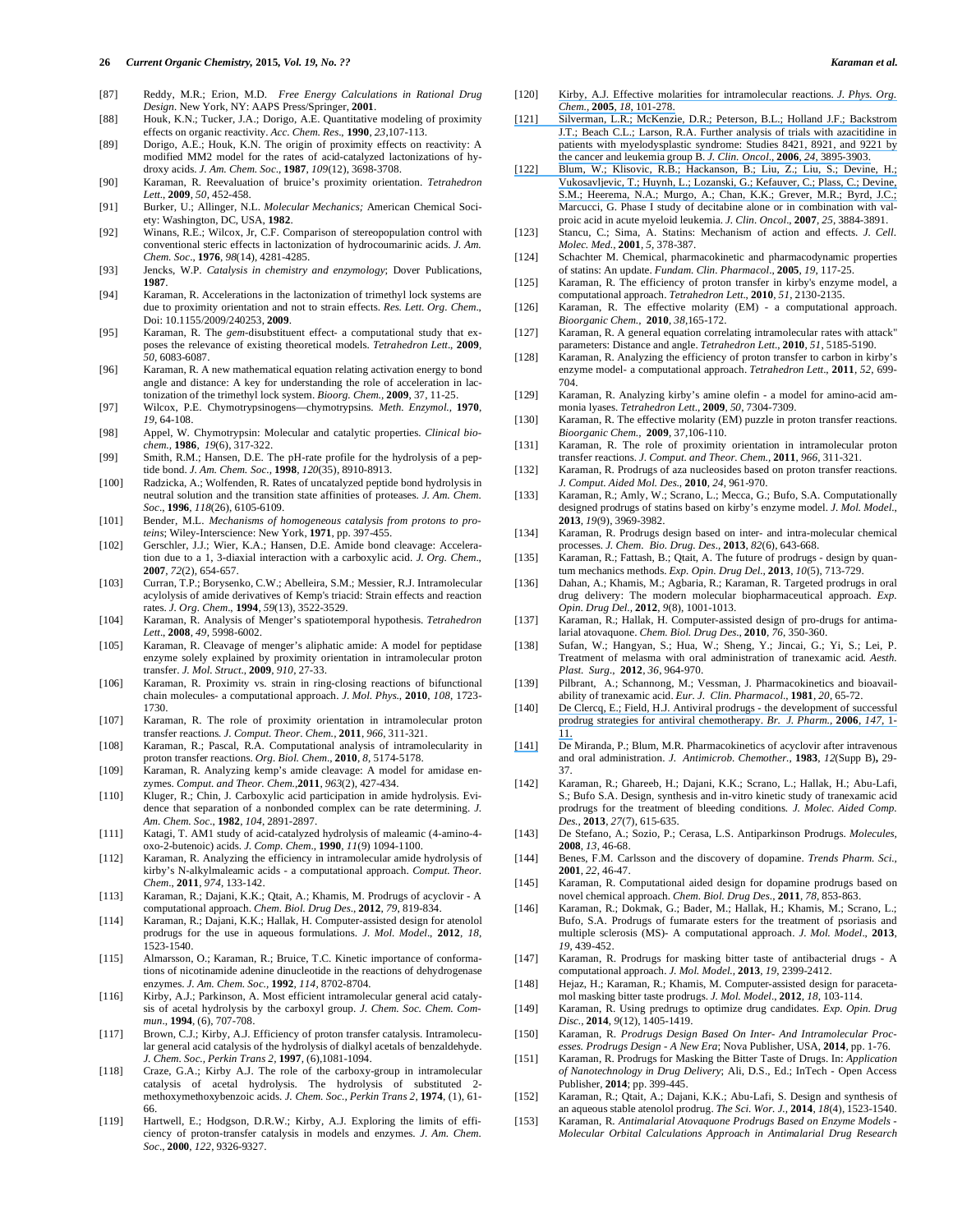[87] Reddy, M.R.; Erion, M.D. *Free Energy Calculations in Rational Drug Design*. New York, NY: AAPS Press/Springer, **2001**.

[88] Houk, K.N.; Tucker, J.A.; Dorigo, A.E. Quantitative modeling of proximity effects on organic reactivity. *Acc. Chem. Res*., **1990**, *23*,107-113.

[89] Dorigo, A.E.; Houk, K.N. The origin of proximity effects on reactivity: A modified MM2 model for the rates of acid-catalyzed lactonizations of hydroxy acids. *J. Am. Chem. Soc*., **1987**, *109*(12), 3698-3708.

[90] Karaman, R. Reevaluation of bruice's proximity orientation. *Tetrahedron Lett*., **2009**, *50*, 452-458.

[91] Burker, U.; Allinger, N.L. *Molecular Mechanics;* American Chemical Society: Washington, DC, USA, **1982**.

[92] Winans, R.E.; Wilcox, Jr, C.F. Comparison of stereopopulation control with conventional steric effects in lactonization of hydrocoumarinic acids. *J. Am. Chem. Soc*., **1976**, *98*(14), 4281-4285.

[93] Jencks, W.P. *Catalysis in chemistry and enzymology*; Dover Publications, **1987**.

[94] Karaman, R. Accelerations in the lactonization of trimethyl lock systems are due to proximity orientation and not to strain effects. *Res. Lett. Org. Chem*., Doi: 10.1155/2009/240253, **2009**.

[95] Karaman, R. The *gem*-disubstituent effect- a computational study that exposes the relevance of existing theoretical models. *Tetrahedron Lett*., **2009**, *50*, 6083-6087.

[96] Karaman, R. A new mathematical equation relating activation energy to bond angle and distance: A key for understanding the role of acceleration in lactonization of the trimethyl lock system. *Bioorg. Chem*., **2009**, 37, 11-25.

[97] Wilcox, P.E. Chymotrypsinogens—chymotrypsins. *Meth. Enzymol.*, **1970**, *19*, 64-108.

[98] Appel, W. Chymotrypsin: Molecular and catalytic properties. *Clinical biochem.*, **1986**, *19*(6), 317-322.

[99] Smith, R.M.; Hansen, D.E. The pH-rate profile for the hydrolysis of a peptide bond. *J. Am. Chem. Soc*., **1998**, *120*(35), 8910-8913.

[100] Radzicka, A.; Wolfenden, R. Rates of uncatalyzed peptide bond hydrolysis in neutral solution and the transition state affinities of proteases. *J. Am. Chem. Soc*., **1996**, *118*(26), 6105-6109.

[101] Bender, M.L. *Mechanisms of homogeneous catalysis from protons to proteins*; Wiley-Interscience: New York, **1971**, pp. 397-455.

[102] Gerschler, J.J.; Wier, K.A.; Hansen, D.E. Amide bond cleavage: Acceleration due to a 1, 3-diaxial interaction with a carboxylic acid. *J. Org. Chem*., **2007**, *72*(2), 654-657.

[103] Curran, T.P.; Borysenko, C.W.; Abelleira, S.M.; Messier, R.J. Intramolecular acylolysis of amide derivatives of Kemp's triacid: Strain effects and reaction rates. *J. Org. Chem*., **1994**, *59*(13), 3522-3529.

[104] Karaman, R. Analysis of Menger's spatiotemporal hypothesis. *Tetrahedron Lett*., **2008**, *49*, 5998-6002.

[105] Karaman, R. Cleavage of menger's aliphatic amide: A model for peptidase enzyme solely explained by proximity orientation in intramolecular proton transfer. *J. Mol. Struct*., **2009**, *910*, 27-33.

[106] Karaman, R. Proximity vs. strain in ring-closing reactions of bifunctional chain molecules- a computational approach. *J. Mol. Phys*., **2010**, *108*, 1723-1730.

[107] Karaman, R. The role of proximity orientation in intramolecular proton transfer reactions. *J. Comput. Theor. Chem.*, **2011**, *966*, 311-321.

[108] Karaman, R.; Pascal, R.A. Computational analysis of intramolecularity in proton transfer reactions. *Org. Biol. Chem*., **2010**, *8*, 5174-5178.

[109] Karaman, R. Analyzing kemp's amide cleavage: A model for amidase enzymes. *Comput. and Theor. Chem.,***2011**, *963*(2), 427-434.

[110] Kluger, R.; Chin, J. Carboxylic acid participation in amide hydrolysis. Evidence that separation of a nonbonded complex can be rate determining. *J. Am. Chem. Soc*., **1982**, *104*, 2891-2897.

[111] Katagi, T. AM1 study of acid-catalyzed hydrolysis of maleamic (4-amino-4-oxo-2-butenoic) acids. *J. Comp. Chem*., **1990**, *11*(9) 1094-1100.

[112] Karaman, R. Analyzing the efficiency in intramolecular amide hydrolysis of kirby's N-alkylmaleamic acids - a computational approach. *Comput. Theor. Chem*., **2011**, *974*, 133-142.

[113] Karaman, R.; Dajani, K.K.; Qtait, A.; Khamis, M. Prodrugs of acyclovir - A computational approach. *Chem. Biol. Drug Des*., **2012**, *79*, 819-834.

[114] Karaman, R.; Dajani, K.K.; Hallak, H. Computer-assisted design for atenolol prodrugs for the use in aqueous formulations. *J. Mol. Model*., **2012**, *18*, 1523-1540.

[115] Almarsson, O.; Karaman, R.; Bruice, T.C. Kinetic importance of conformations of nicotinamide adenine dinucleotide in the reactions of dehydrogenase enzymes. *J. Am. Chem. Soc*., **1992**, *114*, 8702-8704.

[116] Kirby, A.J.; Parkinson, A. Most efficient intramolecular general acid catalysis of acetal hydrolysis by the carboxyl group. *J. Chem. Soc. Chem. Commun*., **1994**, (6), 707-708.

[117] Brown, C.J.; Kirby, A.J. Efficiency of proton transfer catalysis. Intramolecular general acid catalysis of the hydrolysis of dialkyl acetals of benzaldehyde. *J. Chem. Soc., Perkin Trans 2*, **1997**, (6),1081-1094.

[118] Craze, G.A.; Kirby A.J. The role of the carboxy-group in intramolecular catalysis of acetal hydrolysis. The hydrolysis of substituted 2-methoxymethoxybenzoic acids. *J. Chem. Soc., Perkin Trans 2*, **1974**, (1), 61-66.

[119] Hartwell, E.; Hodgson, D.R.W.; Kirby, A.J. Exploring the limits of efficiency of proton-transfer catalysis in models and enzymes. *J. Am. Chem. Soc*., **2000**, *122*, 9326-9327.

[120] Kirby, A.J. Effective molarities for intramolecular reactions. *J. Phys. Org. Chem.*, **2005**, *18*, 101-278.

[121] Silverman, L.R.; McKenzie, D.R.; Peterson, B.L.; Holland J.F.; Backstrom J.T.; Beach C.L.; Larson, R.A. Further analysis of trials with azacitidine in patients with myelodysplastic syndrome: Studies 8421, 8921, and 9221 by the cancer and leukemia group B. *J. Clin. Oncol*., **2006**, *24*, 3895-3903.

[122] Blum, W.; Klisovic, R.B.; Hackanson, B.; Liu, Z.; Liu, S.; Devine, H.; Vukosavljevic, T.; Huynh, L.; Lozanski, G.; Kefauver, C.; Plass, C.; Devine, S.M.; Heerema, N.A.; Murgo, A.; Chan, K.K.; Grever, M.R.; Byrd, J.C.; Marcucci, G. Phase I study of decitabine alone or in combination with valproic acid in acute myeloid leukemia. *J. Clin. Oncol*., **2007**, *25*, 3884-3891.

[123] Stancu, C.; Sima, A. Statins: Mechanism of action and effects. *J. Cell. Molec. Med.*, **2001**, *5*, 378-387.

[124] Schachter M. Chemical, pharmacokinetic and pharmacodynamic properties of statins: An update. *Fundam. Clin. Pharmacol*., **2005**, *19*, 117-25.

[125] Karaman, R. The efficiency of proton transfer in kirby's enzyme model, a computational approach. *Tetrahedron Lett*., **2010**, *51*, 2130-2135.

[126] Karaman, R. The effective molarity (EM) - a computational approach. *Bioorganic Chem.*, **2010**, *38*,165-172.

[127] Karaman, R. A general equation correlating intramolecular rates with attack" parameters: Distance and angle. *Tetrahedron Lett*., **2010**, *51*, 5185-5190.

[128] Karaman, R. Analyzing the efficiency of proton transfer to carbon in kirby's enzyme model- a computational approach. *Tetrahedron Lett*., **2011**, *52*, 699-704.

[129] Karaman, R. Analyzing kirby's amine olefin - a model for amino-acid ammonia lyases. *Tetrahedron Lett*., **2009**, *50*, 7304-7309.

[130] Karaman, R. The effective molarity (EM) puzzle in proton transfer reactions. *Bioorganic Chem.*, **2009**, 37,106-110.

[131] Karaman, R. The role of proximity orientation in intramolecular proton transfer reactions. *J. Comput. and Theor. Chem.*, **2011**, *966*, 311-321.

[132] Karaman, R. Prodrugs of aza nucleosides based on proton transfer reactions. *J. Comput. Aided Mol. Des*., **2010**, *24*, 961-970.

[133] Karaman, R.; Amly, W.; Scrano, L.; Mecca, G.; Bufo, S.A. Computationally designed prodrugs of statins based on kirby's enzyme model. *J. Mol. Model*., **2013**, *19*(9), 3969-3982.

[134] Karaman, R. Prodrugs design based on inter- and intra-molecular chemical processes. *J. Chem. Bio. Drug. Des*., **2013**, *82*(6), 643-668.

[135] Karaman, R.; Fattash, B.; Qtait, A. The future of prodrugs - design by quantum mechanics methods. *Exp. Opin. Drug Del*., **2013**, *10*(5), 713-729.

[136] Dahan, A.; Khamis, M.; Agbaria, R.; Karaman, R. Targeted prodrugs in oral drug delivery: The modern molecular biopharmaceutical approach. *Exp. Opin. Drug Del.*, **2012**, *9*(8), 1001-1013.

[137] Karaman, R.; Hallak, H. Computer-assisted design of pro-drugs for antimalarial atovaquone. *Chem. Biol. Drug Des*., **2010**, *76*, 350-360.

[138] Sufan, W.; Hangyan, S.; Hua, W.; Sheng, Y.; Jincai, G.; Yi, S.; Lei, P. Treatment of melasma with oral administration of tranexamic acid. *Aesth. Plast. Surg*., **2012**, *36*, 964-970.

[139] Pilbrant, A.; Schannong, M.; Vessman, J. Pharmacokinetics and bioavailability of tranexamic acid. *Eur. J. Clin. Pharmacol*., **1981**, *20*, 65-72.

[140] De Clercq, E.; Field, H.J. Antiviral prodrugs - the development of successful prodrug strategies for antiviral chemotherapy. *Br. J. Pharm.*, **2006**, *147*, 1-11.

[141] De Miranda, P.; Blum, M.R. Pharmacokinetics of acyclovir after intravenous and oral administration. *J. Antimicrob. Chemother.*, **1983**, *12*(Supp B)**,** 29-37.

[142] Karaman, R.; Ghareeb, H.; Dajani, K.K.; Scrano, L.; Hallak, H.; Abu-Lafi, S.; Bufo S.A. Design, synthesis and in-vitro kinetic study of tranexamic acid prodrugs for the treatment of bleeding conditions. *J. Molec. Aided Comp. Des.*, **2013**, *27*(7), 615-635.

[143] De Stefano, A.; Sozio, P.; Cerasa, L.S. Antiparkinson Prodrugs. *Molecules*, **2008**, *13*, 46-68.

[144] Benes, F.M. Carlsson and the discovery of dopamine. *Trends Pharm. Sci*., **2001**, *22*, 46-47.

[145] Karaman, R. Computational aided design for dopamine prodrugs based on novel chemical approach. *Chem. Biol. Drug Des*., **2011**, *78*, 853-863.

[146] Karaman, R.; Dokmak, G.; Bader, M.; Hallak, H.; Khamis, M.; Scrano, L.; Bufo, S.A. Prodrugs of fumarate esters for the treatment of psoriasis and multiple sclerosis (MS)- A computational approach. *J. Mol. Model*., **2013**, *19*, 439-452.

[147] Karaman, R. Prodrugs for masking bitter taste of antibacterial drugs - A computational approach. *J. Mol. Model.*, **2013**, *19*, 2399-2412.

[148] Hejaz, H.; Karaman, R.; Khamis, M. Computer-assisted design for paracetamol masking bitter taste prodrugs. *J. Mol. Model*., **2012**, *18*, 103-114.

[149] Karaman, R. Using prodrugs to optimize drug candidates. *Exp. Opin. Drug Disc.*, **2014**, *9*(12), 1405-1419.

[150] Karaman, R. *Prodrugs Design Based On Inter- And Intramolecular Processes. Prodrugs Design - A New Era*; Nova Publisher, USA, **2014**, pp. 1-76.

[151] Karaman, R. Prodrugs for Masking the Bitter Taste of Drugs. In: *Application of Nanotechnology in Drug Delivery*; Ali, D.S., Ed.; InTech - Open Access Publisher, **2014**; pp. 399-445.

[152] Karaman, R.; Qtait, A.; Dajani, K.K.; Abu-Lafi, S. Design and synthesis of an aqueous stable atenolol prodrug. *The Sci. Wor. J.*, **2014**, *18*(4), 1523-1540.

[153] Karaman, R. *Antimalarial Atovaquone Prodrugs Based on Enzyme Models - Molecular Orbital Calculations Approach in Antimalarial Drug Research*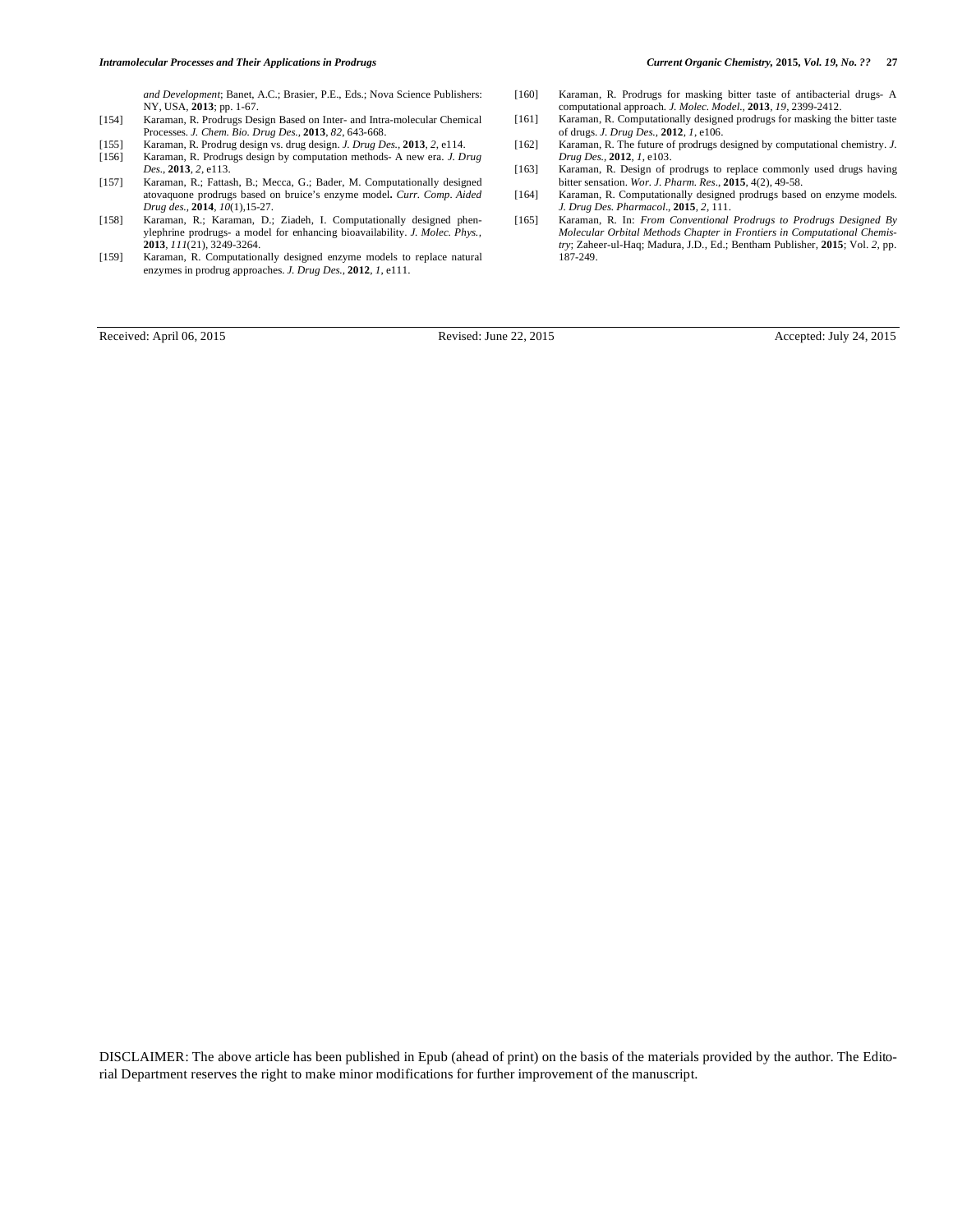*and Development*; Banet, A.C.; Brasier, P.E., Eds.; Nova Science Publishers: NY, USA, **2013**; pp. 1-67.

[154] Karaman, R. Prodrugs Design Based on Inter- and Intra-molecular Chemical Processes. *J. Chem. Bio. Drug Des.*, **2013**, *82*, 643-668.

[155] Karaman, R. Prodrug design vs. drug design. *J. Drug Des.*, **2013**, *2*, e114.

[156] Karaman, R. Prodrugs design by computation methods- A new era. *J. Drug Des.*, **2013**, *2*, e113.

[157] Karaman, R.; Fattash, B.; Mecca, G.; Bader, M. Computationally designed atovaquone prodrugs based on bruice's enzyme model**.** *Curr. Comp. Aided Drug des.*, **2014**, *10*(1),15-27.

[158] Karaman, R.; Karaman, D.; Ziadeh, I. Computationally designed phenylephrine prodrugs- a model for enhancing bioavailability. *J. Molec. Phys.*, **2013**, *111*(21), 3249-3264.

[159] Karaman, R. Computationally designed enzyme models to replace natural enzymes in prodrug approaches. *J. Drug Des.*, **2012**, *1*, e111.

[160] Karaman, R. Prodrugs for masking bitter taste of antibacterial drugs- A computational approach. *J. Molec. Model.*, **2013**, *19*, 2399-2412.

[161] Karaman, R. Computationally designed prodrugs for masking the bitter taste of drugs. *J. Drug Des.*, **2012**, *1*, e106.

[162] Karaman, R. The future of prodrugs designed by computational chemistry. *J. Drug Des.*, **2012**, *1*, e103.

[163] Karaman, R. Design of prodrugs to replace commonly used drugs having bitter sensation. *Wor. J. Pharm. Res.*, **2015**, 4(2), 49-58.

[164] Karaman, R. Computationally designed prodrugs based on enzyme models. *J. Drug Des. Pharmacol*., **2015**, *2*, 111.

[165] Karaman, R. In: *From Conventional Prodrugs to Prodrugs Designed By Molecular Orbital Methods Chapter in Frontiers in Computational Chemistry*; Zaheer-ul-Haq; Madura, J.D., Ed.; Bentham Publisher, **2015**; Vol. *2*, pp. 187-249.

Received: April 06, 2015 Revised: June 22, 2015 Accepted: July 24, 2015

DISCLAIMER: The above article has been published in Epub (ahead of print) on the basis of the materials provided by the author. The Editorial Department reserves the right to make minor modifications for further improvement of the manuscript.